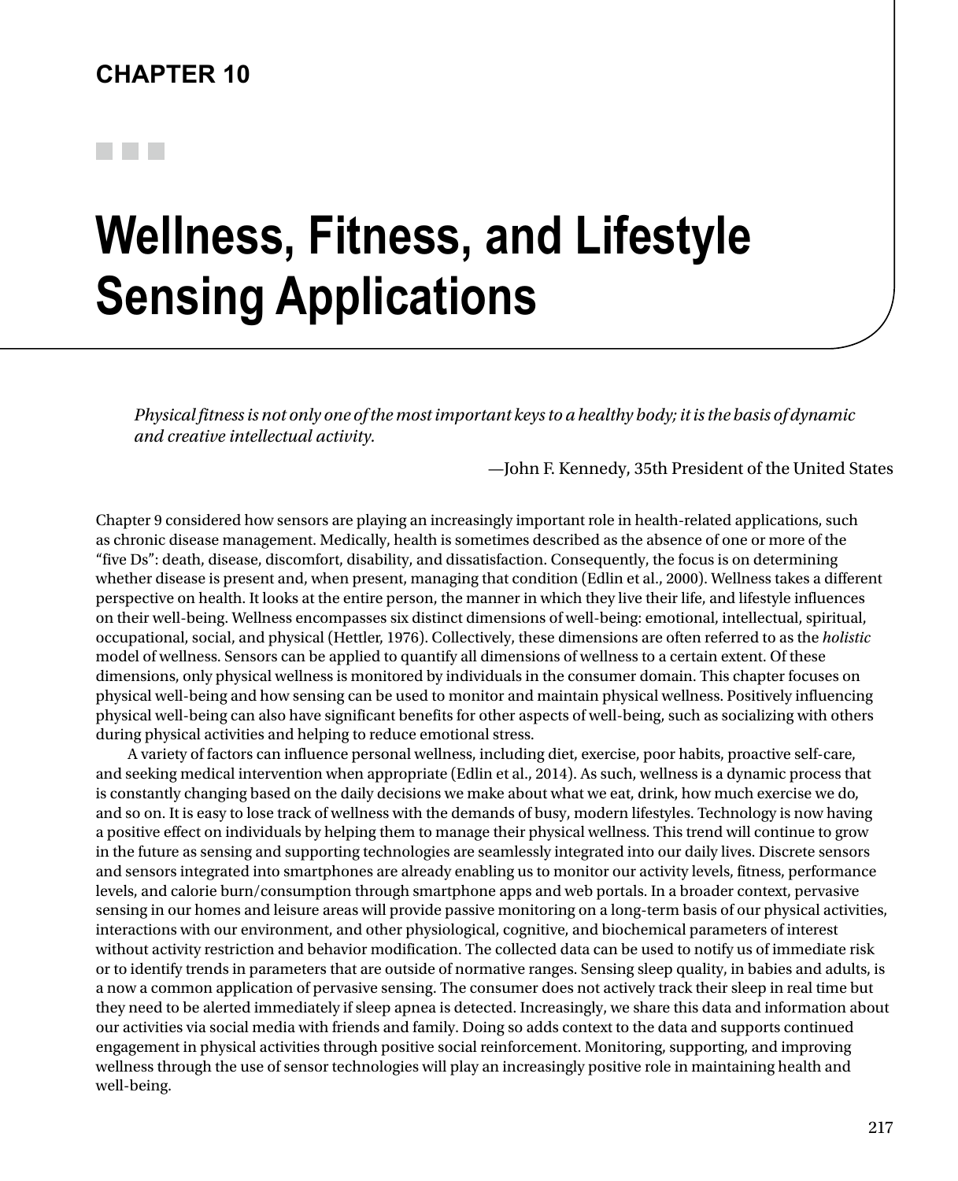CHAPTER 10

# Wellness, Fitness, and Lifestyle Sensing Applications

*Physical fitness is not only one of the most important keys to a healthy body; it is the basis of dynamic and creative intellectual activity.*

—John F. Kennedy, 35th President of the United States

Chapter 9 considered how sensors are playing an increasingly important role in health-related applications, such as chronic disease management. Medically, health is sometimes described as the absence of one or more of the "five Ds": death, disease, discomfort, disability, and dissatisfaction. Consequently, the focus is on determining whether disease is present and, when present, managing that condition (Edlin et al., 2000). Wellness takes a different perspective on health. It looks at the entire person, the manner in which they live their life, and lifestyle influences on their well-being. Wellness encompasses six distinct dimensions of well-being: emotional, intellectual, spiritual, occupational, social, and physical (Hettler, 1976). Collectively, these dimensions are often referred to as the *holistic* model of wellness. Sensors can be applied to quantify all dimensions of wellness to a certain extent. Of these dimensions, only physical wellness is monitored by individuals in the consumer domain. This chapter focuses on physical well-being and how sensing can be used to monitor and maintain physical wellness. Positively influencing physical well-being can also have significant benefits for other aspects of well-being, such as socializing with others during physical activities and helping to reduce emotional stress.

A variety of factors can influence personal wellness, including diet, exercise, poor habits, proactive self-care, and seeking medical intervention when appropriate (Edlin et al., 2014). As such, wellness is a dynamic process that is constantly changing based on the daily decisions we make about what we eat, drink, how much exercise we do, and so on. It is easy to lose track of wellness with the demands of busy, modern lifestyles. Technology is now having a positive effect on individuals by helping them to manage their physical wellness. This trend will continue to grow in the future as sensing and supporting technologies are seamlessly integrated into our daily lives. Discrete sensors and sensors integrated into smartphones are already enabling us to monitor our activity levels, fitness, performance levels, and calorie burn/consumption through smartphone apps and web portals. In a broader context, pervasive sensing in our homes and leisure areas will provide passive monitoring on a long-term basis of our physical activities, interactions with our environment, and other physiological, cognitive, and biochemical parameters of interest without activity restriction and behavior modification. The collected data can be used to notify us of immediate risk or to identify trends in parameters that are outside of normative ranges. Sensing sleep quality, in babies and adults, is a now a common application of pervasive sensing. The consumer does not actively track their sleep in real time but they need to be alerted immediately if sleep apnea is detected. Increasingly, we share this data and information about our activities via social media with friends and family. Doing so adds context to the data and supports continued engagement in physical activities through positive social reinforcement. Monitoring, supporting, and improving wellness through the use of sensor technologies will play an increasingly positive role in maintaining health and well-being.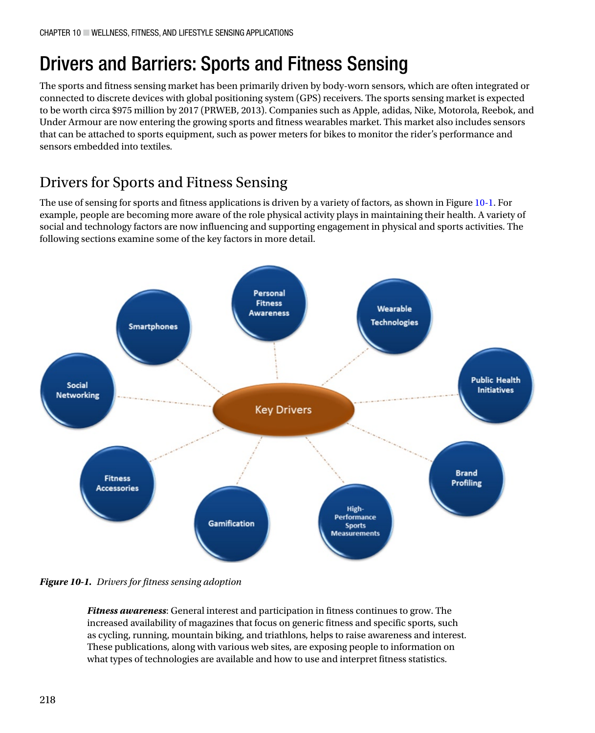# Drivers and Barriers: Sports and Fitness Sensing

The sports and fitness sensing market has been primarily driven by body-worn sensors, which are often integrated or connected to discrete devices with global positioning system (GPS) receivers. The sports sensing market is expected to be worth circa $975 million by 2017 (PRWEB, 2013). Companies such as Apple, adidas, Nike, Motorola, Reebok, and Under Armour are now entering the growing sports and fitness wearables market. This market also includes sensors that can be attached to sports equipment, such as power meters for bikes to monitor the rider's performance and sensors embedded into textiles.

## Drivers for Sports and Fitness Sensing

The use of sensing for sports and fitness applications is driven by a variety of factors, as shown in Figure 10-1. For example, people are becoming more aware of the role physical activity plays in maintaining their health. A variety of social and technology factors are now influencing and supporting engagement in physical and sports activities. The following sections examine some of the key factors in more detail.

Key Drivers: Personal Fitness Awareness, Wearable Technologies, Public Health Initiatives, Brand Profiling, High-Performance Sports Measurements, Gamification, Fitness Accessories, Social Networking, Smartphones

***Figure 10-1.*** *Drivers for fitness sensing adoption*

> ***Fitness awareness***: General interest and participation in fitness continues to grow. The increased availability of magazines that focus on generic fitness and specific sports, such as cycling, running, mountain biking, and triathlons, helps to raise awareness and interest. These publications, along with various web sites, are exposing people to information on what types of technologies are available and how to use and interpret fitness statistics.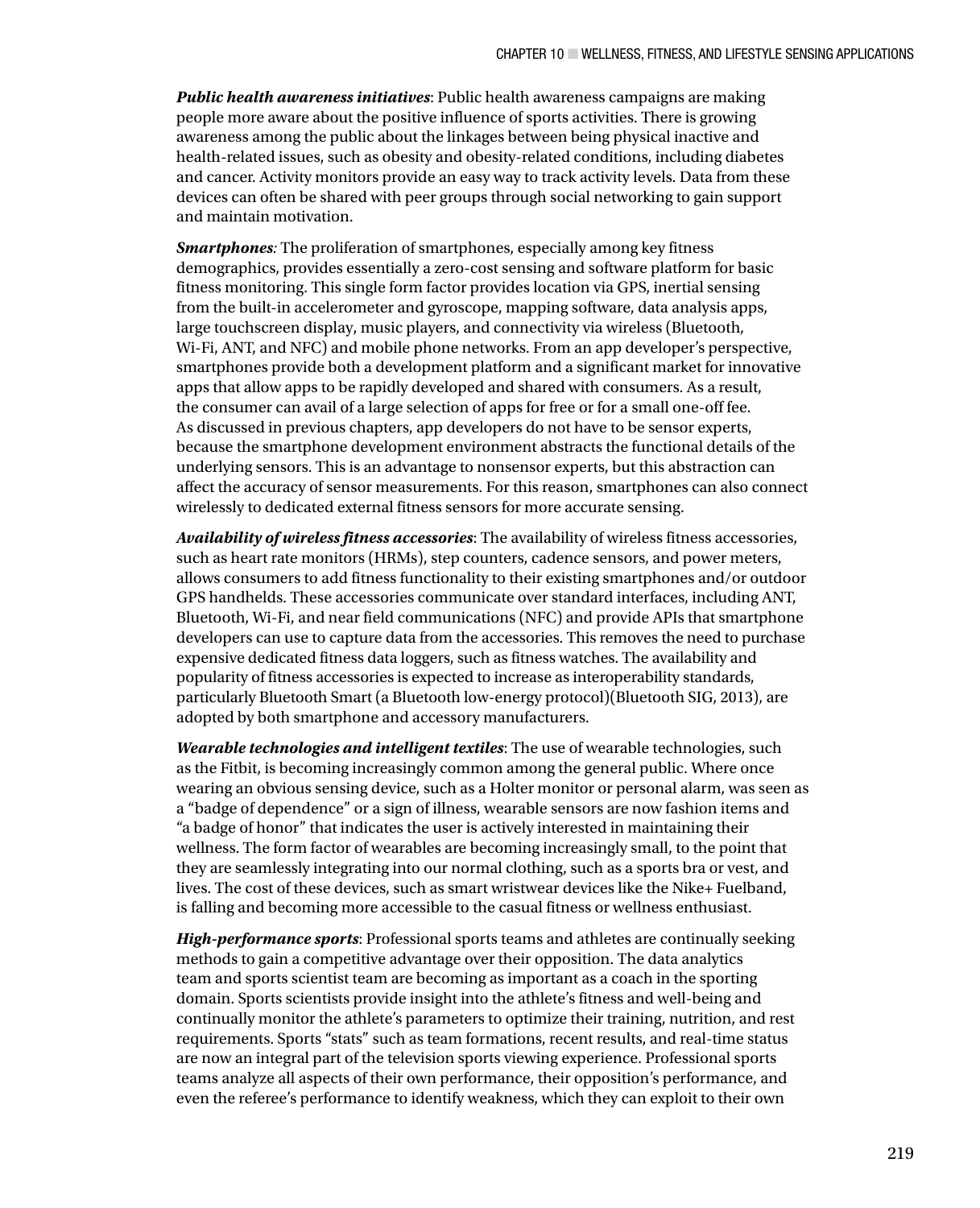***Public health awareness initiatives***: Public health awareness campaigns are making people more aware about the positive influence of sports activities. There is growing awareness among the public about the linkages between being physical inactive and health-related issues, such as obesity and obesity-related conditions, including diabetes and cancer. Activity monitors provide an easy way to track activity levels. Data from these devices can often be shared with peer groups through social networking to gain support and maintain motivation.

***Smartphones:*** The proliferation of smartphones, especially among key fitness demographics, provides essentially a zero-cost sensing and software platform for basic fitness monitoring. This single form factor provides location via GPS, inertial sensing from the built-in accelerometer and gyroscope, mapping software, data analysis apps, large touchscreen display, music players, and connectivity via wireless (Bluetooth, Wi-Fi, ANT, and NFC) and mobile phone networks. From an app developer's perspective, smartphones provide both a development platform and a significant market for innovative apps that allow apps to be rapidly developed and shared with consumers. As a result, the consumer can avail of a large selection of apps for free or for a small one-off fee. As discussed in previous chapters, app developers do not have to be sensor experts, because the smartphone development environment abstracts the functional details of the underlying sensors. This is an advantage to nonsensor experts, but this abstraction can affect the accuracy of sensor measurements. For this reason, smartphones can also connect wirelessly to dedicated external fitness sensors for more accurate sensing.

***Availability of wireless fitness accessories***: The availability of wireless fitness accessories, such as heart rate monitors (HRMs), step counters, cadence sensors, and power meters, allows consumers to add fitness functionality to their existing smartphones and/or outdoor GPS handhelds. These accessories communicate over standard interfaces, including ANT, Bluetooth, Wi-Fi, and near field communications (NFC) and provide APIs that smartphone developers can use to capture data from the accessories. This removes the need to purchase expensive dedicated fitness data loggers, such as fitness watches. The availability and popularity of fitness accessories is expected to increase as interoperability standards, particularly Bluetooth Smart (a Bluetooth low-energy protocol)(Bluetooth SIG, 2013), are adopted by both smartphone and accessory manufacturers.

***Wearable technologies and intelligent textiles***: The use of wearable technologies, such as the Fitbit, is becoming increasingly common among the general public. Where once wearing an obvious sensing device, such as a Holter monitor or personal alarm, was seen as a "badge of dependence" or a sign of illness, wearable sensors are now fashion items and "a badge of honor" that indicates the user is actively interested in maintaining their wellness. The form factor of wearables are becoming increasingly small, to the point that they are seamlessly integrating into our normal clothing, such as a sports bra or vest, and lives. The cost of these devices, such as smart wristwear devices like the Nike+ Fuelband, is falling and becoming more accessible to the casual fitness or wellness enthusiast.

***High-performance sports***: Professional sports teams and athletes are continually seeking methods to gain a competitive advantage over their opposition. The data analytics team and sports scientist team are becoming as important as a coach in the sporting domain. Sports scientists provide insight into the athlete's fitness and well-being and continually monitor the athlete's parameters to optimize their training, nutrition, and rest requirements. Sports "stats" such as team formations, recent results, and real-time status are now an integral part of the television sports viewing experience. Professional sports teams analyze all aspects of their own performance, their opposition's performance, and even the referee's performance to identify weakness, which they can exploit to their own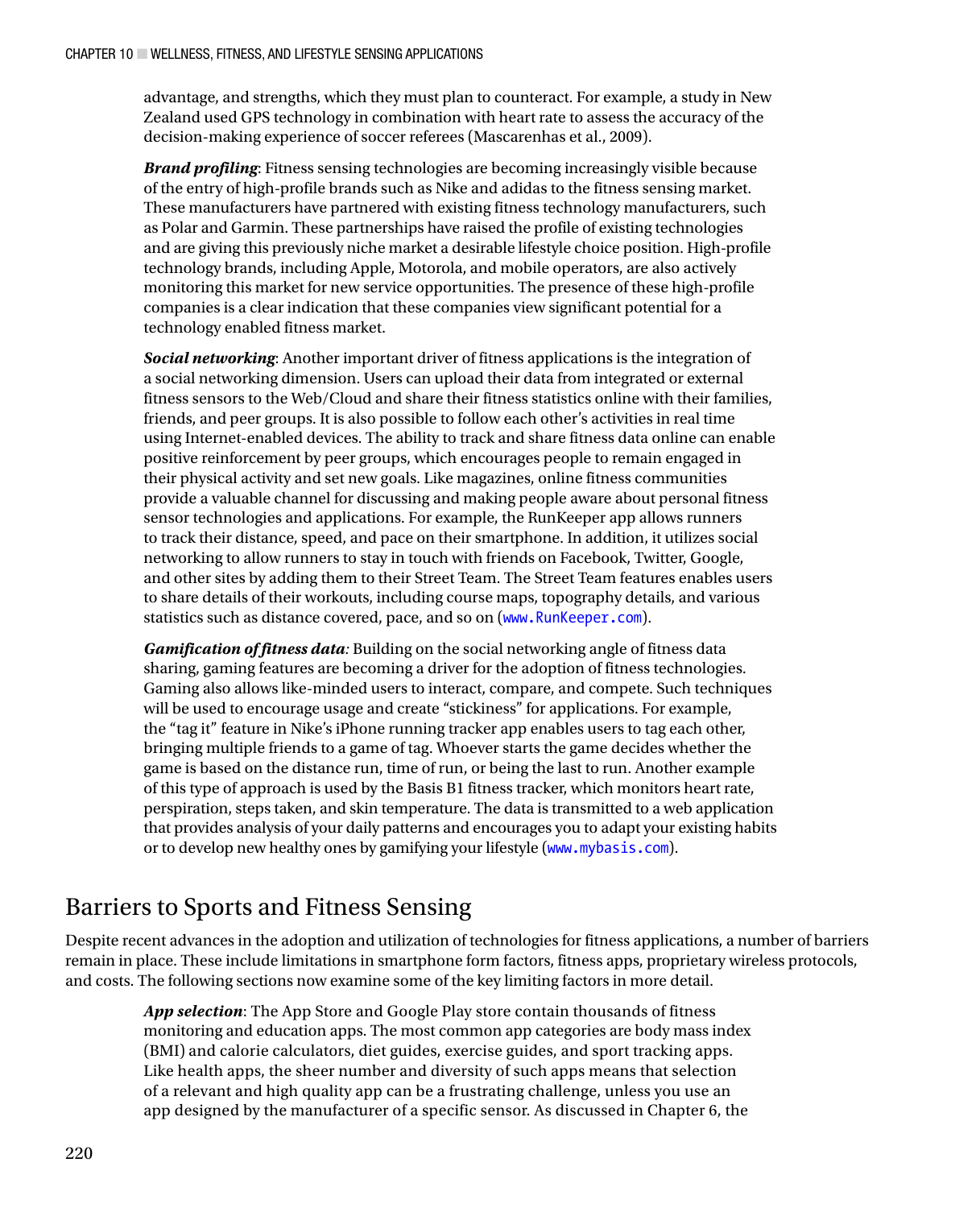advantage, and strengths, which they must plan to counteract. For example, a study in New Zealand used GPS technology in combination with heart rate to assess the accuracy of the decision-making experience of soccer referees (Mascarenhas et al., 2009).

***Brand profiling***: Fitness sensing technologies are becoming increasingly visible because of the entry of high-profile brands such as Nike and adidas to the fitness sensing market. These manufacturers have partnered with existing fitness technology manufacturers, such as Polar and Garmin. These partnerships have raised the profile of existing technologies and are giving this previously niche market a desirable lifestyle choice position. High-profile technology brands, including Apple, Motorola, and mobile operators, are also actively monitoring this market for new service opportunities. The presence of these high-profile companies is a clear indication that these companies view significant potential for a technology enabled fitness market.

***Social networking***: Another important driver of fitness applications is the integration of a social networking dimension. Users can upload their data from integrated or external fitness sensors to the Web/Cloud and share their fitness statistics online with their families, friends, and peer groups. It is also possible to follow each other's activities in real time using Internet-enabled devices. The ability to track and share fitness data online can enable positive reinforcement by peer groups, which encourages people to remain engaged in their physical activity and set new goals. Like magazines, online fitness communities provide a valuable channel for discussing and making people aware about personal fitness sensor technologies and applications. For example, the RunKeeper app allows runners to track their distance, speed, and pace on their smartphone. In addition, it utilizes social networking to allow runners to stay in touch with friends on Facebook, Twitter, Google, and other sites by adding them to their Street Team. The Street Team features enables users to share details of their workouts, including course maps, topography details, and various statistics such as distance covered, pace, and so on (`www.RunKeeper.com`).

***Gamification of fitness data:*** Building on the social networking angle of fitness data sharing, gaming features are becoming a driver for the adoption of fitness technologies. Gaming also allows like-minded users to interact, compare, and compete. Such techniques will be used to encourage usage and create "stickiness" for applications. For example, the "tag it" feature in Nike's iPhone running tracker app enables users to tag each other, bringing multiple friends to a game of tag. Whoever starts the game decides whether the game is based on the distance run, time of run, or being the last to run. Another example of this type of approach is used by the Basis B1 fitness tracker, which monitors heart rate, perspiration, steps taken, and skin temperature. The data is transmitted to a web application that provides analysis of your daily patterns and encourages you to adapt your existing habits or to develop new healthy ones by gamifying your lifestyle (`www.mybasis.com`).

## Barriers to Sports and Fitness Sensing

Despite recent advances in the adoption and utilization of technologies for fitness applications, a number of barriers remain in place. These include limitations in smartphone form factors, fitness apps, proprietary wireless protocols, and costs. The following sections now examine some of the key limiting factors in more detail.

***App selection***: The App Store and Google Play store contain thousands of fitness monitoring and education apps. The most common app categories are body mass index (BMI) and calorie calculators, diet guides, exercise guides, and sport tracking apps. Like health apps, the sheer number and diversity of such apps means that selection of a relevant and high quality app can be a frustrating challenge, unless you use an app designed by the manufacturer of a specific sensor. As discussed in Chapter 6, the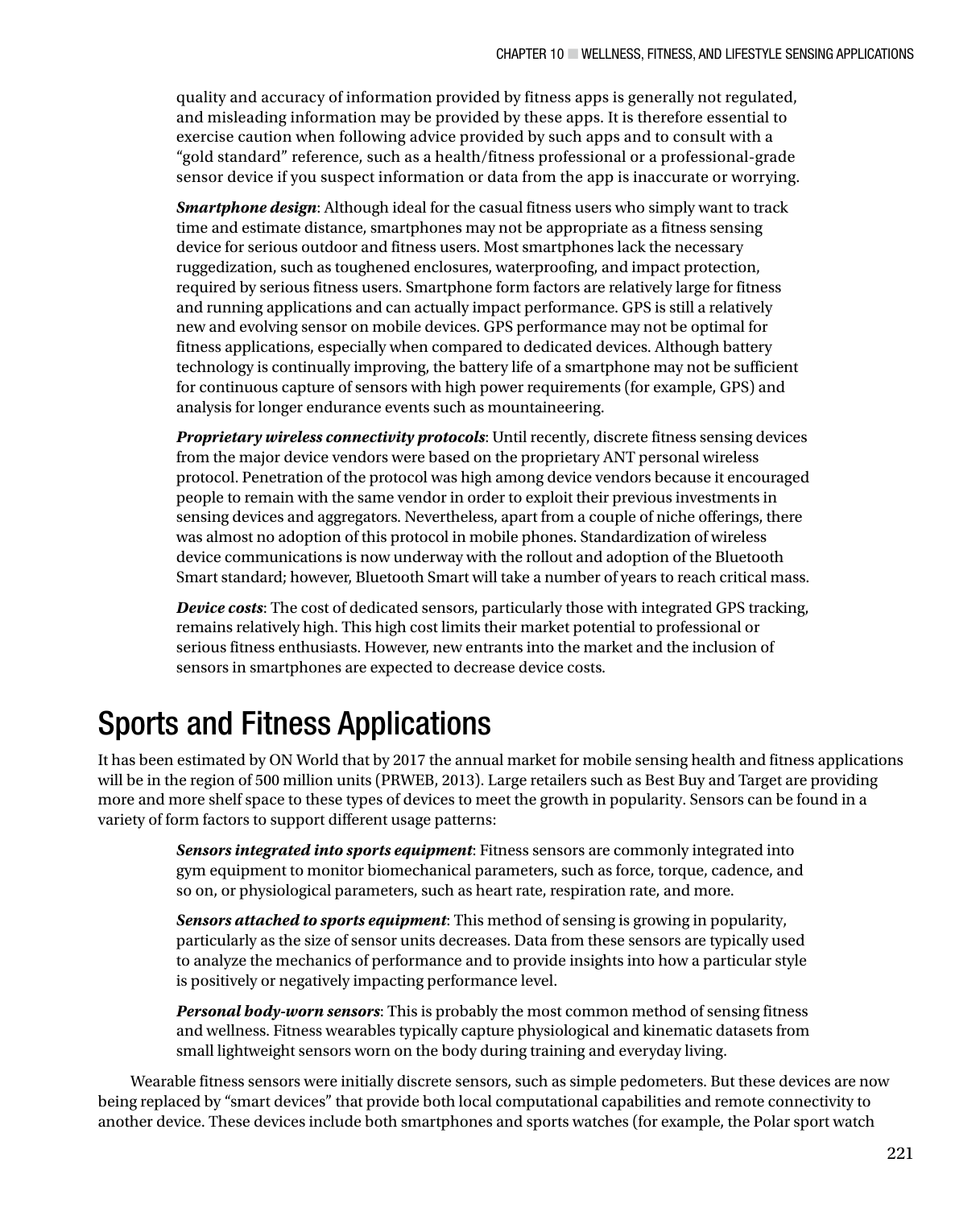quality and accuracy of information provided by fitness apps is generally not regulated, and misleading information may be provided by these apps. It is therefore essential to exercise caution when following advice provided by such apps and to consult with a "gold standard" reference, such as a health/fitness professional or a professional-grade sensor device if you suspect information or data from the app is inaccurate or worrying.

***Smartphone design***: Although ideal for the casual fitness users who simply want to track time and estimate distance, smartphones may not be appropriate as a fitness sensing device for serious outdoor and fitness users. Most smartphones lack the necessary ruggedization, such as toughened enclosures, waterproofing, and impact protection, required by serious fitness users. Smartphone form factors are relatively large for fitness and running applications and can actually impact performance. GPS is still a relatively new and evolving sensor on mobile devices. GPS performance may not be optimal for fitness applications, especially when compared to dedicated devices. Although battery technology is continually improving, the battery life of a smartphone may not be sufficient for continuous capture of sensors with high power requirements (for example, GPS) and analysis for longer endurance events such as mountaineering.

***Proprietary wireless connectivity protocols***: Until recently, discrete fitness sensing devices from the major device vendors were based on the proprietary ANT personal wireless protocol. Penetration of the protocol was high among device vendors because it encouraged people to remain with the same vendor in order to exploit their previous investments in sensing devices and aggregators. Nevertheless, apart from a couple of niche offerings, there was almost no adoption of this protocol in mobile phones. Standardization of wireless device communications is now underway with the rollout and adoption of the Bluetooth Smart standard; however, Bluetooth Smart will take a number of years to reach critical mass.

***Device costs***: The cost of dedicated sensors, particularly those with integrated GPS tracking, remains relatively high. This high cost limits their market potential to professional or serious fitness enthusiasts. However, new entrants into the market and the inclusion of sensors in smartphones are expected to decrease device costs.

# Sports and Fitness Applications

It has been estimated by ON World that by 2017 the annual market for mobile sensing health and fitness applications will be in the region of 500 million units (PRWEB, 2013). Large retailers such as Best Buy and Target are providing more and more shelf space to these types of devices to meet the growth in popularity. Sensors can be found in a variety of form factors to support different usage patterns:

***Sensors integrated into sports equipment***: Fitness sensors are commonly integrated into gym equipment to monitor biomechanical parameters, such as force, torque, cadence, and so on, or physiological parameters, such as heart rate, respiration rate, and more.

***Sensors attached to sports equipment***: This method of sensing is growing in popularity, particularly as the size of sensor units decreases. Data from these sensors are typically used to analyze the mechanics of performance and to provide insights into how a particular style is positively or negatively impacting performance level.

***Personal body-worn sensors***: This is probably the most common method of sensing fitness and wellness. Fitness wearables typically capture physiological and kinematic datasets from small lightweight sensors worn on the body during training and everyday living.

Wearable fitness sensors were initially discrete sensors, such as simple pedometers. But these devices are now being replaced by "smart devices" that provide both local computational capabilities and remote connectivity to another device. These devices include both smartphones and sports watches (for example, the Polar sport watch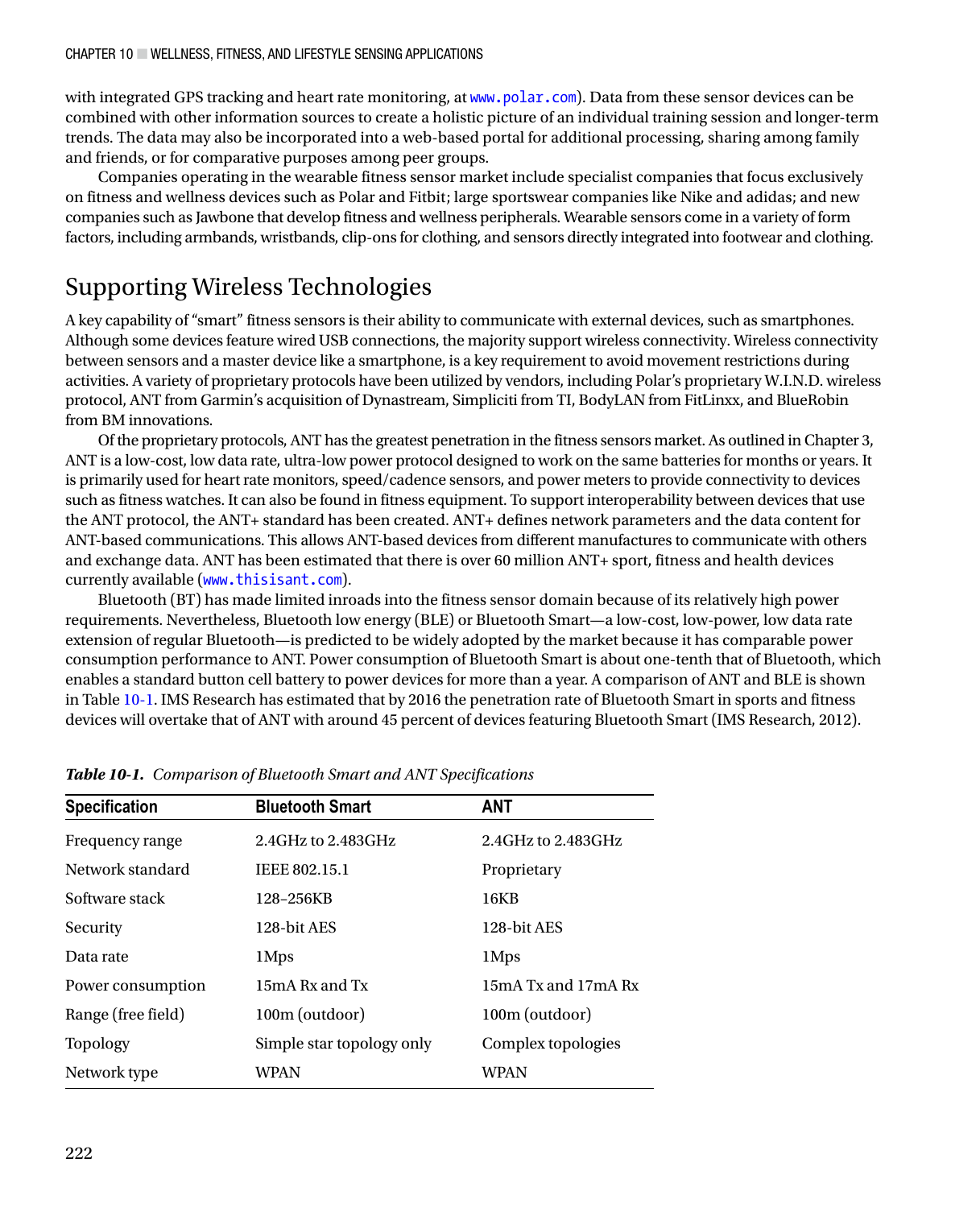with integrated GPS tracking and heart rate monitoring, at www.polar.com). Data from these sensor devices can be combined with other information sources to create a holistic picture of an individual training session and longer-term trends. The data may also be incorporated into a web-based portal for additional processing, sharing among family and friends, or for comparative purposes among peer groups.

Companies operating in the wearable fitness sensor market include specialist companies that focus exclusively on fitness and wellness devices such as Polar and Fitbit; large sportswear companies like Nike and adidas; and new companies such as Jawbone that develop fitness and wellness peripherals. Wearable sensors come in a variety of form factors, including armbands, wristbands, clip-ons for clothing, and sensors directly integrated into footwear and clothing.

## Supporting Wireless Technologies

A key capability of "smart" fitness sensors is their ability to communicate with external devices, such as smartphones. Although some devices feature wired USB connections, the majority support wireless connectivity. Wireless connectivity between sensors and a master device like a smartphone, is a key requirement to avoid movement restrictions during activities. A variety of proprietary protocols have been utilized by vendors, including Polar's proprietary W.I.N.D. wireless protocol, ANT from Garmin's acquisition of Dynastream, Simpliciti from TI, BodyLAN from FitLinxx, and BlueRobin from BM innovations.

Of the proprietary protocols, ANT has the greatest penetration in the fitness sensors market. As outlined in Chapter 3, ANT is a low-cost, low data rate, ultra-low power protocol designed to work on the same batteries for months or years. It is primarily used for heart rate monitors, speed/cadence sensors, and power meters to provide connectivity to devices such as fitness watches. It can also be found in fitness equipment. To support interoperability between devices that use the ANT protocol, the ANT+ standard has been created. ANT+ defines network parameters and the data content for ANT-based communications. This allows ANT-based devices from different manufactures to communicate with others and exchange data. ANT has been estimated that there is over 60 million ANT+ sport, fitness and health devices currently available (www.thisisant.com).

Bluetooth (BT) has made limited inroads into the fitness sensor domain because of its relatively high power requirements. Nevertheless, Bluetooth low energy (BLE) or Bluetooth Smart—a low-cost, low-power, low data rate extension of regular Bluetooth—is predicted to be widely adopted by the market because it has comparable power consumption performance to ANT. Power consumption of Bluetooth Smart is about one-tenth that of Bluetooth, which enables a standard button cell battery to power devices for more than a year. A comparison of ANT and BLE is shown in Table 10-1. IMS Research has estimated that by 2016 the penetration rate of Bluetooth Smart in sports and fitness devices will overtake that of ANT with around 45 percent of devices featuring Bluetooth Smart (IMS Research, 2012).

***Table 10-1.** Comparison of Bluetooth Smart and ANT Specifications*

| Specification | Bluetooth Smart | ANT |
|---|---|---|
| Frequency range | 2.4GHz to 2.483GHz | 2.4GHz to 2.483GHz |
| Network standard | IEEE 802.15.1 | Proprietary |
| Software stack | 128–256KB | 16KB |
| Security | 128-bit AES | 128-bit AES |
| Data rate | 1Mps | 1Mps |
| Power consumption | 15mA Rx and Tx | 15mA Tx and 17mA Rx |
| Range (free field) | 100m (outdoor) | 100m (outdoor) |
| Topology | Simple star topology only | Complex topologies |
| Network type | WPAN | WPAN |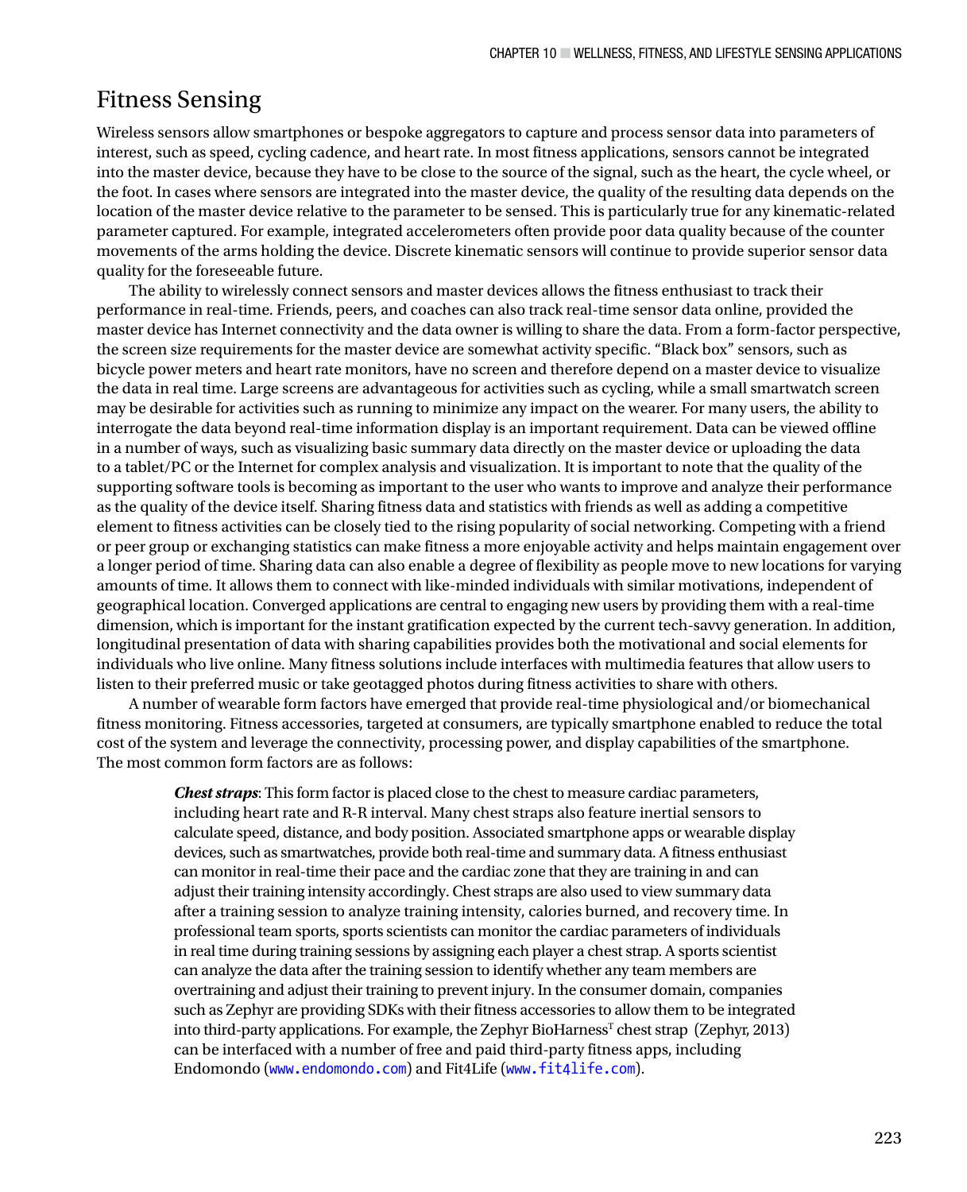## Fitness Sensing

Wireless sensors allow smartphones or bespoke aggregators to capture and process sensor data into parameters of interest, such as speed, cycling cadence, and heart rate. In most fitness applications, sensors cannot be integrated into the master device, because they have to be close to the source of the signal, such as the heart, the cycle wheel, or the foot. In cases where sensors are integrated into the master device, the quality of the resulting data depends on the location of the master device relative to the parameter to be sensed. This is particularly true for any kinematic-related parameter captured. For example, integrated accelerometers often provide poor data quality because of the counter movements of the arms holding the device. Discrete kinematic sensors will continue to provide superior sensor data quality for the foreseeable future.

The ability to wirelessly connect sensors and master devices allows the fitness enthusiast to track their performance in real-time. Friends, peers, and coaches can also track real-time sensor data online, provided the master device has Internet connectivity and the data owner is willing to share the data. From a form-factor perspective, the screen size requirements for the master device are somewhat activity specific. "Black box" sensors, such as bicycle power meters and heart rate monitors, have no screen and therefore depend on a master device to visualize the data in real time. Large screens are advantageous for activities such as cycling, while a small smartwatch screen may be desirable for activities such as running to minimize any impact on the wearer. For many users, the ability to interrogate the data beyond real-time information display is an important requirement. Data can be viewed offline in a number of ways, such as visualizing basic summary data directly on the master device or uploading the data to a tablet/PC or the Internet for complex analysis and visualization. It is important to note that the quality of the supporting software tools is becoming as important to the user who wants to improve and analyze their performance as the quality of the device itself. Sharing fitness data and statistics with friends as well as adding a competitive element to fitness activities can be closely tied to the rising popularity of social networking. Competing with a friend or peer group or exchanging statistics can make fitness a more enjoyable activity and helps maintain engagement over a longer period of time. Sharing data can also enable a degree of flexibility as people move to new locations for varying amounts of time. It allows them to connect with like-minded individuals with similar motivations, independent of geographical location. Converged applications are central to engaging new users by providing them with a real-time dimension, which is important for the instant gratification expected by the current tech-savvy generation. In addition, longitudinal presentation of data with sharing capabilities provides both the motivational and social elements for individuals who live online. Many fitness solutions include interfaces with multimedia features that allow users to listen to their preferred music or take geotagged photos during fitness activities to share with others.

A number of wearable form factors have emerged that provide real-time physiological and/or biomechanical fitness monitoring. Fitness accessories, targeted at consumers, are typically smartphone enabled to reduce the total cost of the system and leverage the connectivity, processing power, and display capabilities of the smartphone. The most common form factors are as follows:

***Chest straps***: This form factor is placed close to the chest to measure cardiac parameters, including heart rate and R-R interval. Many chest straps also feature inertial sensors to calculate speed, distance, and body position. Associated smartphone apps or wearable display devices, such as smartwatches, provide both real-time and summary data. A fitness enthusiast can monitor in real-time their pace and the cardiac zone that they are training in and can adjust their training intensity accordingly. Chest straps are also used to view summary data after a training session to analyze training intensity, calories burned, and recovery time. In professional team sports, sports scientists can monitor the cardiac parameters of individuals in real time during training sessions by assigning each player a chest strap. A sports scientist can analyze the data after the training session to identify whether any team members are overtraining and adjust their training to prevent injury. In the consumer domain, companies such as Zephyr are providing SDKs with their fitness accessories to allow them to be integrated into third-party applications. For example, the Zephyr BioHarness[T] chest strap (Zephyr, 2013) can be interfaced with a number of free and paid third-party fitness apps, including Endomondo (www.endomondo.com) and Fit4Life (www.fit4life.com).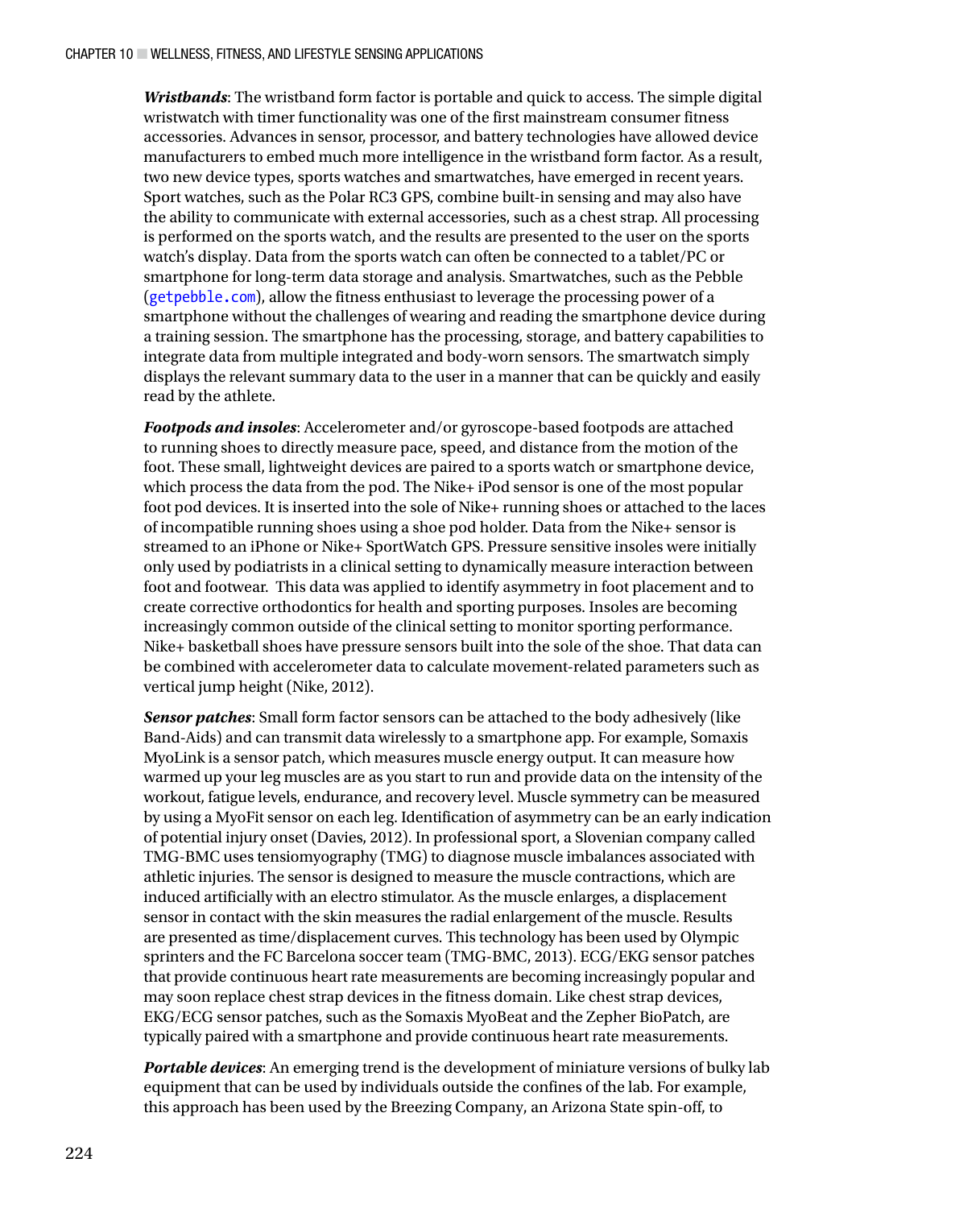***Wristbands***: The wristband form factor is portable and quick to access. The simple digital wristwatch with timer functionality was one of the first mainstream consumer fitness accessories. Advances in sensor, processor, and battery technologies have allowed device manufacturers to embed much more intelligence in the wristband form factor. As a result, two new device types, sports watches and smartwatches, have emerged in recent years. Sport watches, such as the Polar RC3 GPS, combine built-in sensing and may also have the ability to communicate with external accessories, such as a chest strap. All processing is performed on the sports watch, and the results are presented to the user on the sports watch's display. Data from the sports watch can often be connected to a tablet/PC or smartphone for long-term data storage and analysis. Smartwatches, such as the Pebble (`getpebble.com`), allow the fitness enthusiast to leverage the processing power of a smartphone without the challenges of wearing and reading the smartphone device during a training session. The smartphone has the processing, storage, and battery capabilities to integrate data from multiple integrated and body-worn sensors. The smartwatch simply displays the relevant summary data to the user in a manner that can be quickly and easily read by the athlete.

***Footpods and insoles***: Accelerometer and/or gyroscope-based footpods are attached to running shoes to directly measure pace, speed, and distance from the motion of the foot. These small, lightweight devices are paired to a sports watch or smartphone device, which process the data from the pod. The Nike+ iPod sensor is one of the most popular foot pod devices. It is inserted into the sole of Nike+ running shoes or attached to the laces of incompatible running shoes using a shoe pod holder. Data from the Nike+ sensor is streamed to an iPhone or Nike+ SportWatch GPS. Pressure sensitive insoles were initially only used by podiatrists in a clinical setting to dynamically measure interaction between foot and footwear. This data was applied to identify asymmetry in foot placement and to create corrective orthodontics for health and sporting purposes. Insoles are becoming increasingly common outside of the clinical setting to monitor sporting performance. Nike+ basketball shoes have pressure sensors built into the sole of the shoe. That data can be combined with accelerometer data to calculate movement-related parameters such as vertical jump height (Nike, 2012).

***Sensor patches***: Small form factor sensors can be attached to the body adhesively (like Band-Aids) and can transmit data wirelessly to a smartphone app. For example, Somaxis MyoLink is a sensor patch, which measures muscle energy output. It can measure how warmed up your leg muscles are as you start to run and provide data on the intensity of the workout, fatigue levels, endurance, and recovery level. Muscle symmetry can be measured by using a MyoFit sensor on each leg. Identification of asymmetry can be an early indication of potential injury onset (Davies, 2012). In professional sport, a Slovenian company called TMG-BMC uses tensiomyography (TMG) to diagnose muscle imbalances associated with athletic injuries. The sensor is designed to measure the muscle contractions, which are induced artificially with an electro stimulator. As the muscle enlarges, a displacement sensor in contact with the skin measures the radial enlargement of the muscle. Results are presented as time/displacement curves. This technology has been used by Olympic sprinters and the FC Barcelona soccer team (TMG-BMC, 2013). ECG/EKG sensor patches that provide continuous heart rate measurements are becoming increasingly popular and may soon replace chest strap devices in the fitness domain. Like chest strap devices, EKG/ECG sensor patches, such as the Somaxis MyoBeat and the Zepher BioPatch, are typically paired with a smartphone and provide continuous heart rate measurements.

***Portable devices***: An emerging trend is the development of miniature versions of bulky lab equipment that can be used by individuals outside the confines of the lab. For example, this approach has been used by the Breezing Company, an Arizona State spin-off, to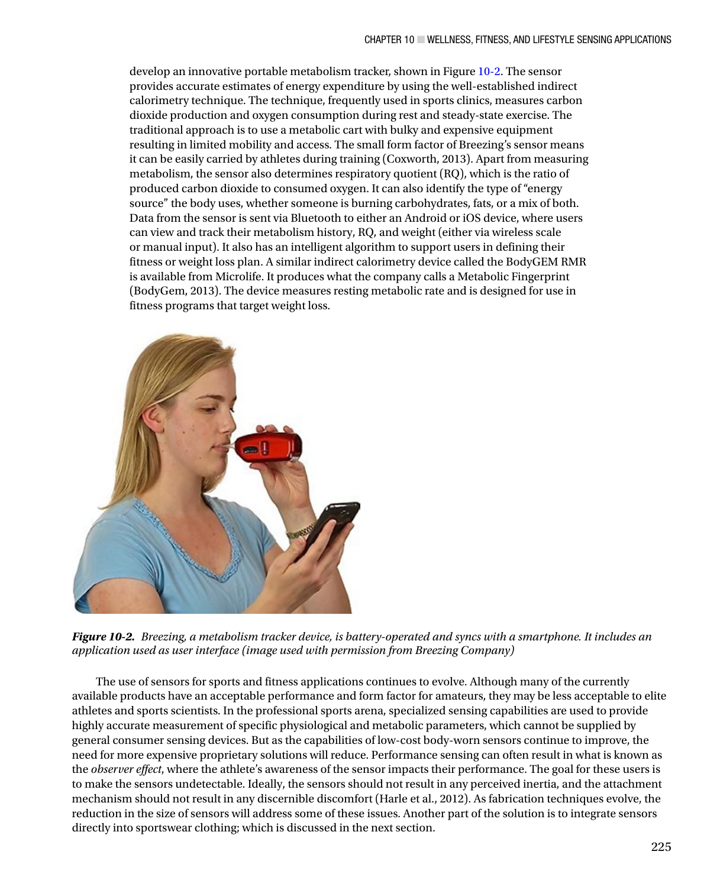develop an innovative portable metabolism tracker, shown in Figure 10-2. The sensor provides accurate estimates of energy expenditure by using the well-established indirect calorimetry technique. The technique, frequently used in sports clinics, measures carbon dioxide production and oxygen consumption during rest and steady-state exercise. The traditional approach is to use a metabolic cart with bulky and expensive equipment resulting in limited mobility and access. The small form factor of Breezing's sensor means it can be easily carried by athletes during training (Coxworth, 2013). Apart from measuring metabolism, the sensor also determines respiratory quotient (RQ), which is the ratio of produced carbon dioxide to consumed oxygen. It can also identify the type of "energy source" the body uses, whether someone is burning carbohydrates, fats, or a mix of both. Data from the sensor is sent via Bluetooth to either an Android or iOS device, where users can view and track their metabolism history, RQ, and weight (either via wireless scale or manual input). It also has an intelligent algorithm to support users in defining their fitness or weight loss plan. A similar indirect calorimetry device called the BodyGEM RMR is available from Microlife. It produces what the company calls a Metabolic Fingerprint (BodyGem, 2013). The device measures resting metabolic rate and is designed for use in fitness programs that target weight loss.

***Figure 10-2.*** *Breezing, a metabolism tracker device, is battery-operated and syncs with a smartphone. It includes an application used as user interface (image used with permission from Breezing Company)*

The use of sensors for sports and fitness applications continues to evolve. Although many of the currently available products have an acceptable performance and form factor for amateurs, they may be less acceptable to elite athletes and sports scientists. In the professional sports arena, specialized sensing capabilities are used to provide highly accurate measurement of specific physiological and metabolic parameters, which cannot be supplied by general consumer sensing devices. But as the capabilities of low-cost body-worn sensors continue to improve, the need for more expensive proprietary solutions will reduce. Performance sensing can often result in what is known as the *observer effect*, where the athlete's awareness of the sensor impacts their performance. The goal for these users is to make the sensors undetectable. Ideally, the sensors should not result in any perceived inertia, and the attachment mechanism should not result in any discernible discomfort (Harle et al., 2012). As fabrication techniques evolve, the reduction in the size of sensors will address some of these issues. Another part of the solution is to integrate sensors directly into sportswear clothing; which is discussed in the next section.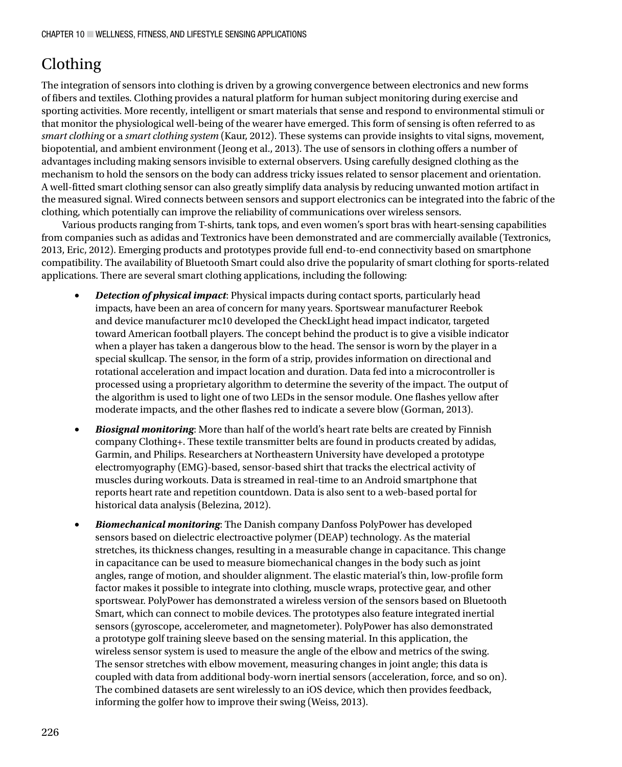# Clothing

The integration of sensors into clothing is driven by a growing convergence between electronics and new forms of fibers and textiles. Clothing provides a natural platform for human subject monitoring during exercise and sporting activities. More recently, intelligent or smart materials that sense and respond to environmental stimuli or that monitor the physiological well-being of the wearer have emerged. This form of sensing is often referred to as *smart clothing* or a *smart clothing system* (Kaur, 2012). These systems can provide insights to vital signs, movement, biopotential, and ambient environment (Jeong et al., 2013). The use of sensors in clothing offers a number of advantages including making sensors invisible to external observers. Using carefully designed clothing as the mechanism to hold the sensors on the body can address tricky issues related to sensor placement and orientation. A well-fitted smart clothing sensor can also greatly simplify data analysis by reducing unwanted motion artifact in the measured signal. Wired connects between sensors and support electronics can be integrated into the fabric of the clothing, which potentially can improve the reliability of communications over wireless sensors.

Various products ranging from T-shirts, tank tops, and even women's sport bras with heart-sensing capabilities from companies such as adidas and Textronics have been demonstrated and are commercially available (Textronics, 2013, Eric, 2012). Emerging products and prototypes provide full end-to-end connectivity based on smartphone compatibility. The availability of Bluetooth Smart could also drive the popularity of smart clothing for sports-related applications. There are several smart clothing applications, including the following:

- ***Detection of physical impact***: Physical impacts during contact sports, particularly head impacts, have been an area of concern for many years. Sportswear manufacturer Reebok and device manufacturer mc10 developed the CheckLight head impact indicator, targeted toward American football players. The concept behind the product is to give a visible indicator when a player has taken a dangerous blow to the head. The sensor is worn by the player in a special skullcap. The sensor, in the form of a strip, provides information on directional and rotational acceleration and impact location and duration. Data fed into a microcontroller is processed using a proprietary algorithm to determine the severity of the impact. The output of the algorithm is used to light one of two LEDs in the sensor module. One flashes yellow after moderate impacts, and the other flashes red to indicate a severe blow (Gorman, 2013).
- ***Biosignal monitoring***: More than half of the world's heart rate belts are created by Finnish company Clothing+. These textile transmitter belts are found in products created by adidas, Garmin, and Philips. Researchers at Northeastern University have developed a prototype electromyography (EMG)-based, sensor-based shirt that tracks the electrical activity of muscles during workouts. Data is streamed in real-time to an Android smartphone that reports heart rate and repetition countdown. Data is also sent to a web-based portal for historical data analysis (Belezina, 2012).
- ***Biomechanical monitoring***: The Danish company Danfoss PolyPower has developed sensors based on dielectric electroactive polymer (DEAP) technology. As the material stretches, its thickness changes, resulting in a measurable change in capacitance. This change in capacitance can be used to measure biomechanical changes in the body such as joint angles, range of motion, and shoulder alignment. The elastic material's thin, low-profile form factor makes it possible to integrate into clothing, muscle wraps, protective gear, and other sportswear. PolyPower has demonstrated a wireless version of the sensors based on Bluetooth Smart, which can connect to mobile devices. The prototypes also feature integrated inertial sensors (gyroscope, accelerometer, and magnetometer). PolyPower has also demonstrated a prototype golf training sleeve based on the sensing material. In this application, the wireless sensor system is used to measure the angle of the elbow and metrics of the swing. The sensor stretches with elbow movement, measuring changes in joint angle; this data is coupled with data from additional body-worn inertial sensors (acceleration, force, and so on). The combined datasets are sent wirelessly to an iOS device, which then provides feedback, informing the golfer how to improve their swing (Weiss, 2013).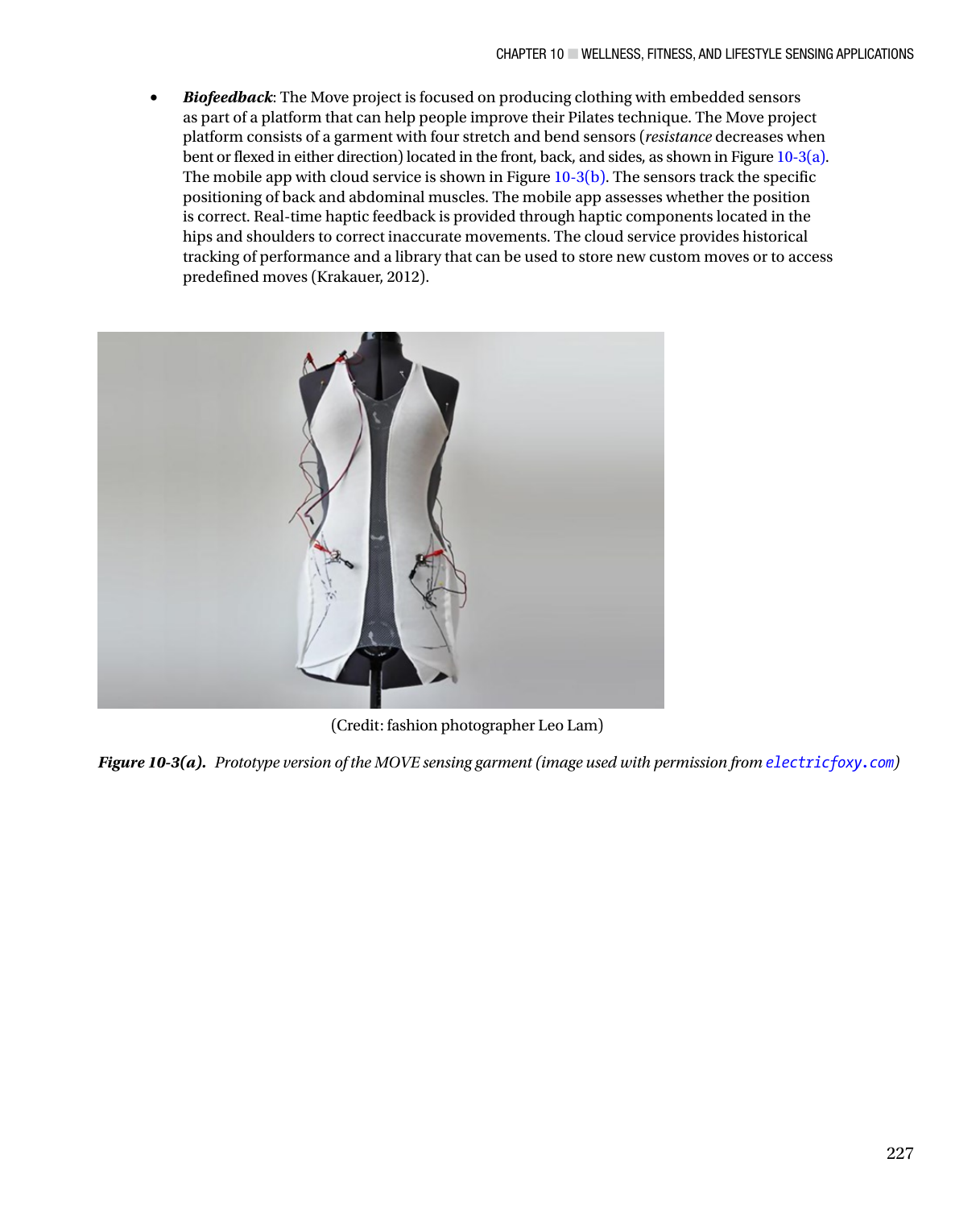- ***Biofeedback***: The Move project is focused on producing clothing with embedded sensors as part of a platform that can help people improve their Pilates technique. The Move project platform consists of a garment with four stretch and bend sensors (*resistance* decreases when bent or flexed in either direction) located in the front, back, and sides, as shown in Figure 10-3(a). The mobile app with cloud service is shown in Figure 10-3(b). The sensors track the specific positioning of back and abdominal muscles. The mobile app assesses whether the position is correct. Real-time haptic feedback is provided through haptic components located in the hips and shoulders to correct inaccurate movements. The cloud service provides historical tracking of performance and a library that can be used to store new custom moves or to access predefined moves (Krakauer, 2012).

(Credit: fashion photographer Leo Lam)

***Figure 10-3(a).*** *Prototype version of the MOVE sensing garment (image used with permission from* `electricfoxy.com`*)*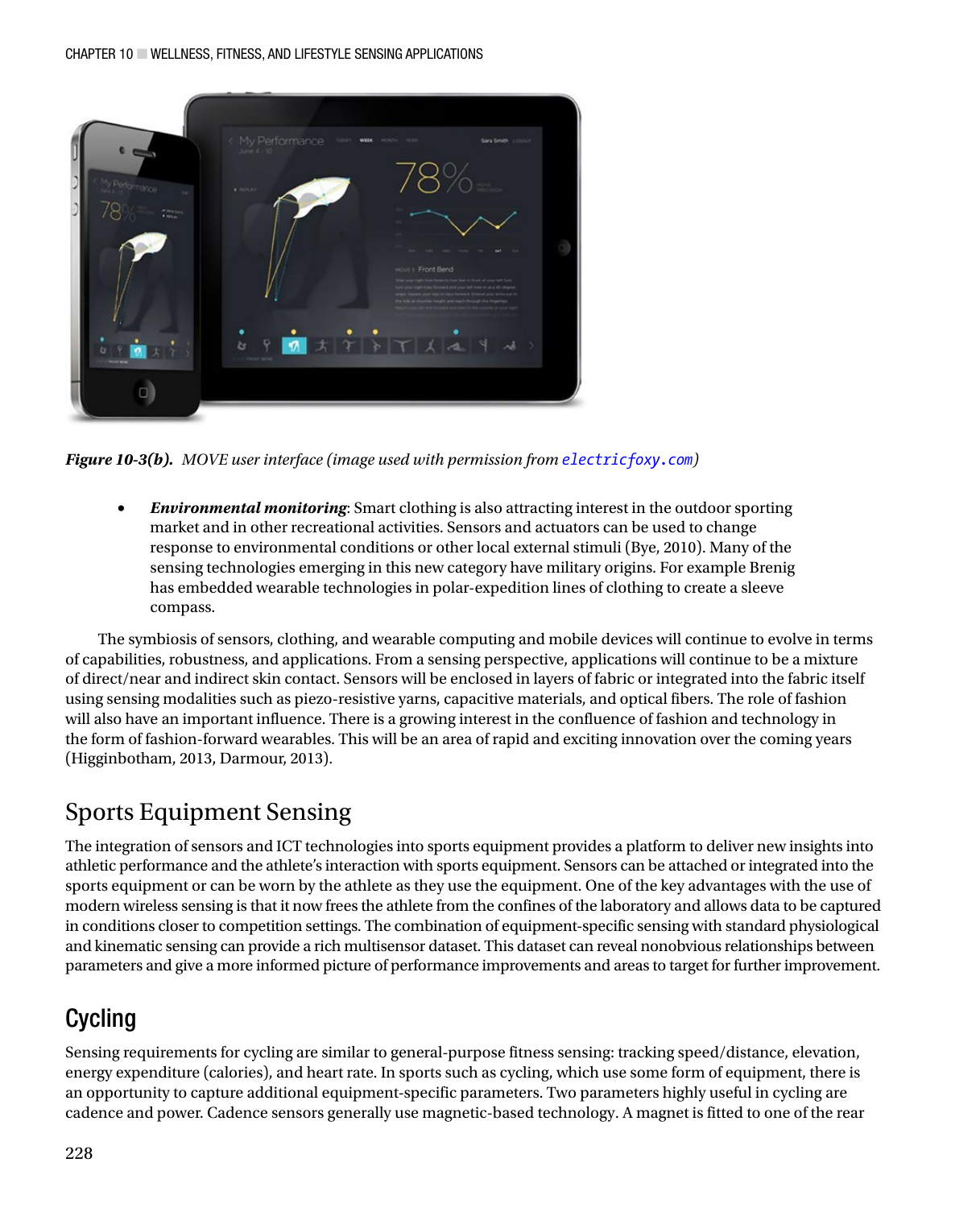*Figure 10-3(b). MOVE user interface (image used with permission from electricfoxy.com)*

- ***Environmental monitoring***: Smart clothing is also attracting interest in the outdoor sporting market and in other recreational activities. Sensors and actuators can be used to change response to environmental conditions or other local external stimuli (Bye, 2010). Many of the sensing technologies emerging in this new category have military origins. For example Brenig has embedded wearable technologies in polar-expedition lines of clothing to create a sleeve compass.

The symbiosis of sensors, clothing, and wearable computing and mobile devices will continue to evolve in terms of capabilities, robustness, and applications. From a sensing perspective, applications will continue to be a mixture of direct/near and indirect skin contact. Sensors will be enclosed in layers of fabric or integrated into the fabric itself using sensing modalities such as piezo-resistive yarns, capacitive materials, and optical fibers. The role of fashion will also have an important influence. There is a growing interest in the confluence of fashion and technology in the form of fashion-forward wearables. This will be an area of rapid and exciting innovation over the coming years (Higginbotham, 2013, Darmour, 2013).

## Sports Equipment Sensing

The integration of sensors and ICT technologies into sports equipment provides a platform to deliver new insights into athletic performance and the athlete's interaction with sports equipment. Sensors can be attached or integrated into the sports equipment or can be worn by the athlete as they use the equipment. One of the key advantages with the use of modern wireless sensing is that it now frees the athlete from the confines of the laboratory and allows data to be captured in conditions closer to competition settings. The combination of equipment-specific sensing with standard physiological and kinematic sensing can provide a rich multisensor dataset. This dataset can reveal nonobvious relationships between parameters and give a more informed picture of performance improvements and areas to target for further improvement.

### Cycling

Sensing requirements for cycling are similar to general-purpose fitness sensing: tracking speed/distance, elevation, energy expenditure (calories), and heart rate. In sports such as cycling, which use some form of equipment, there is an opportunity to capture additional equipment-specific parameters. Two parameters highly useful in cycling are cadence and power. Cadence sensors generally use magnetic-based technology. A magnet is fitted to one of the rear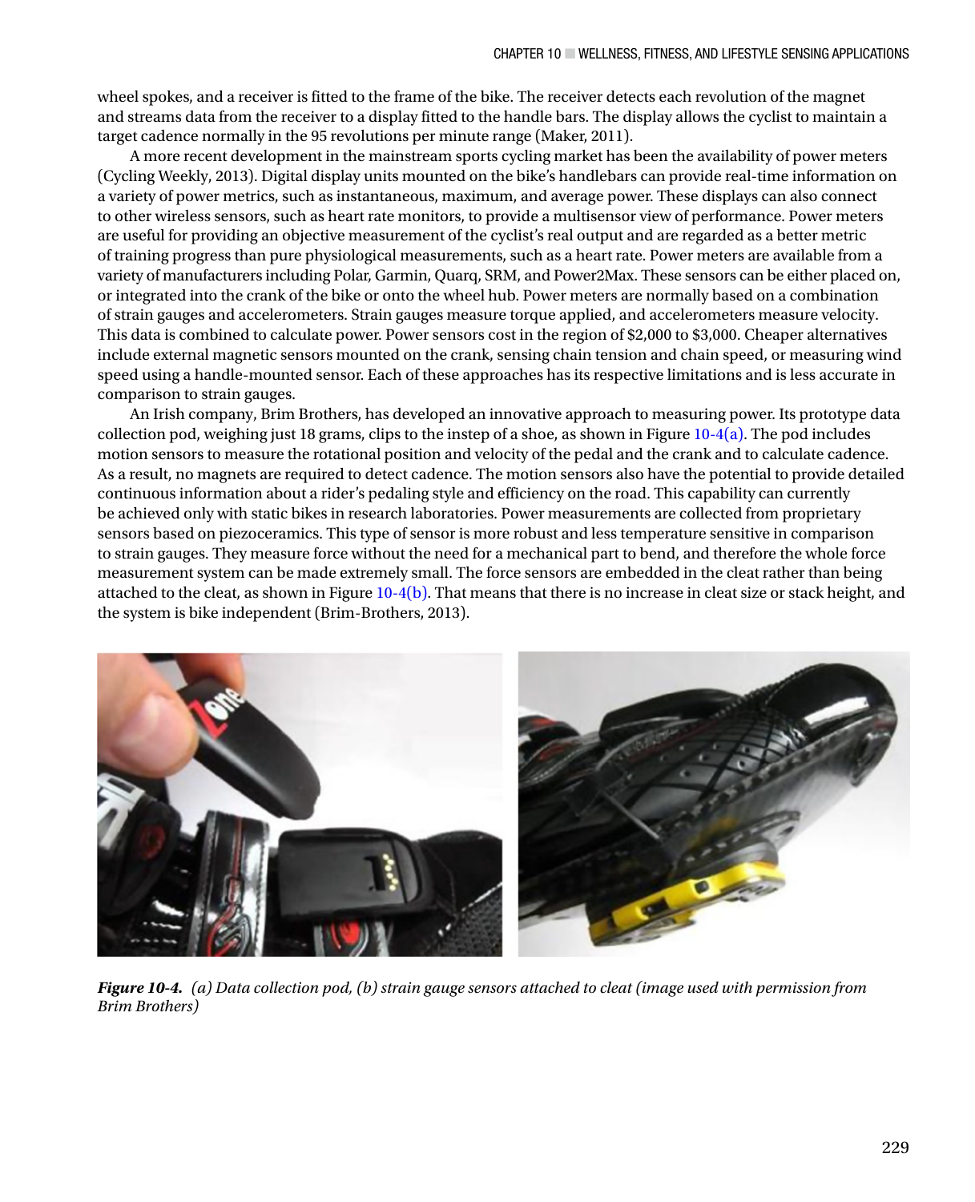wheel spokes, and a receiver is fitted to the frame of the bike. The receiver detects each revolution of the magnet and streams data from the receiver to a display fitted to the handle bars. The display allows the cyclist to maintain a target cadence normally in the 95 revolutions per minute range (Maker, 2011).

A more recent development in the mainstream sports cycling market has been the availability of power meters (Cycling Weekly, 2013). Digital display units mounted on the bike's handlebars can provide real-time information on a variety of power metrics, such as instantaneous, maximum, and average power. These displays can also connect to other wireless sensors, such as heart rate monitors, to provide a multisensor view of performance. Power meters are useful for providing an objective measurement of the cyclist's real output and are regarded as a better metric of training progress than pure physiological measurements, such as a heart rate. Power meters are available from a variety of manufacturers including Polar, Garmin, Quarq, SRM, and Power2Max. These sensors can be either placed on, or integrated into the crank of the bike or onto the wheel hub. Power meters are normally based on a combination of strain gauges and accelerometers. Strain gauges measure torque applied, and accelerometers measure velocity. This data is combined to calculate power. Power sensors cost in the region of $2,000 to $3,000. Cheaper alternatives include external magnetic sensors mounted on the crank, sensing chain tension and chain speed, or measuring wind speed using a handle-mounted sensor. Each of these approaches has its respective limitations and is less accurate in comparison to strain gauges.

An Irish company, Brim Brothers, has developed an innovative approach to measuring power. Its prototype data collection pod, weighing just 18 grams, clips to the instep of a shoe, as shown in Figure 10-4(a). The pod includes motion sensors to measure the rotational position and velocity of the pedal and the crank and to calculate cadence. As a result, no magnets are required to detect cadence. The motion sensors also have the potential to provide detailed continuous information about a rider's pedaling style and efficiency on the road. This capability can currently be achieved only with static bikes in research laboratories. Power measurements are collected from proprietary sensors based on piezoceramics. This type of sensor is more robust and less temperature sensitive in comparison to strain gauges. They measure force without the need for a mechanical part to bend, and therefore the whole force measurement system can be made extremely small. The force sensors are embedded in the cleat rather than being attached to the cleat, as shown in Figure 10-4(b). That means that there is no increase in cleat size or stack height, and the system is bike independent (Brim-Brothers, 2013).

***Figure 10-4.*** *(a) Data collection pod, (b) strain gauge sensors attached to cleat (image used with permission from Brim Brothers)*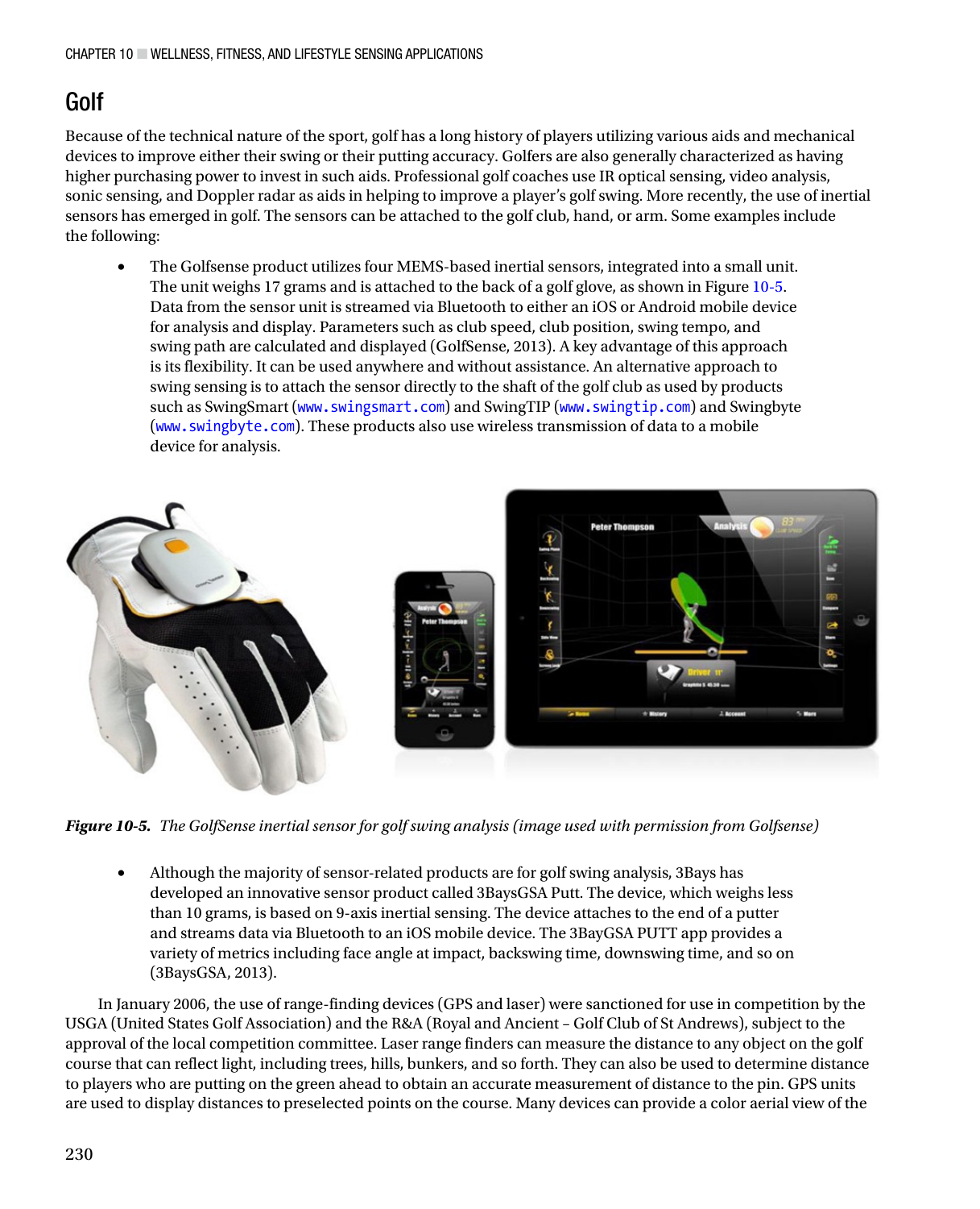## Golf

Because of the technical nature of the sport, golf has a long history of players utilizing various aids and mechanical devices to improve either their swing or their putting accuracy. Golfers are also generally characterized as having higher purchasing power to invest in such aids. Professional golf coaches use IR optical sensing, video analysis, sonic sensing, and Doppler radar as aids in helping to improve a player's golf swing. More recently, the use of inertial sensors has emerged in golf. The sensors can be attached to the golf club, hand, or arm. Some examples include the following:

- The Golfsense product utilizes four MEMS-based inertial sensors, integrated into a small unit. The unit weighs 17 grams and is attached to the back of a golf glove, as shown in Figure 10-5. Data from the sensor unit is streamed via Bluetooth to either an iOS or Android mobile device for analysis and display. Parameters such as club speed, club position, swing tempo, and swing path are calculated and displayed (GolfSense, 2013). A key advantage of this approach is its flexibility. It can be used anywhere and without assistance. An alternative approach to swing sensing is to attach the sensor directly to the shaft of the golf club as used by products such as SwingSmart (`www.swingsmart.com`) and SwingTIP (`www.swingtip.com`) and Swingbyte (`www.swingbyte.com`). These products also use wireless transmission of data to a mobile device for analysis.

***Figure 10-5.*** *The GolfSense inertial sensor for golf swing analysis (image used with permission from Golfsense)*

- Although the majority of sensor-related products are for golf swing analysis, 3Bays has developed an innovative sensor product called 3BaysGSA Putt. The device, which weighs less than 10 grams, is based on 9-axis inertial sensing. The device attaches to the end of a putter and streams data via Bluetooth to an iOS mobile device. The 3BayGSA PUTT app provides a variety of metrics including face angle at impact, backswing time, downswing time, and so on (3BaysGSA, 2013).

In January 2006, the use of range-finding devices (GPS and laser) were sanctioned for use in competition by the USGA (United States Golf Association) and the R&A (Royal and Ancient – Golf Club of St Andrews), subject to the approval of the local competition committee. Laser range finders can measure the distance to any object on the golf course that can reflect light, including trees, hills, bunkers, and so forth. They can also be used to determine distance to players who are putting on the green ahead to obtain an accurate measurement of distance to the pin. GPS units are used to display distances to preselected points on the course. Many devices can provide a color aerial view of the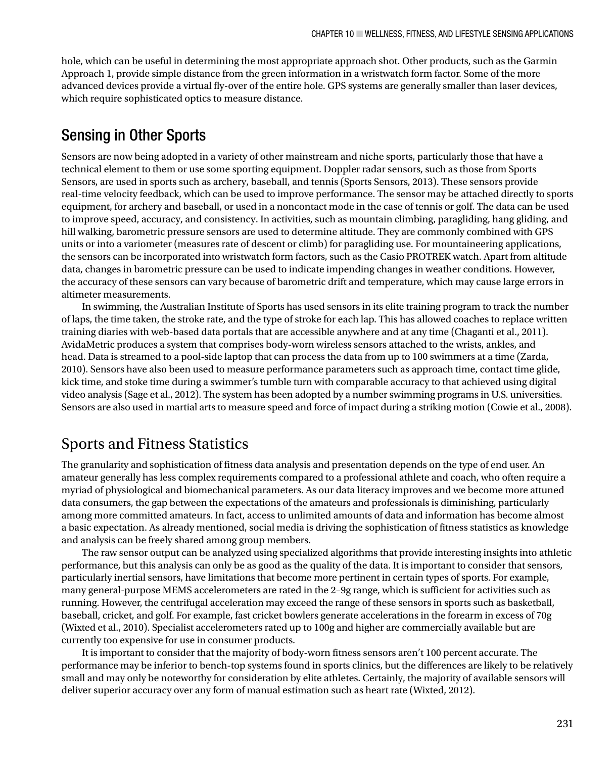hole, which can be useful in determining the most appropriate approach shot. Other products, such as the Garmin Approach 1, provide simple distance from the green information in a wristwatch form factor. Some of the more advanced devices provide a virtual fly-over of the entire hole. GPS systems are generally smaller than laser devices, which require sophisticated optics to measure distance.

## Sensing in Other Sports

Sensors are now being adopted in a variety of other mainstream and niche sports, particularly those that have a technical element to them or use some sporting equipment. Doppler radar sensors, such as those from Sports Sensors, are used in sports such as archery, baseball, and tennis (Sports Sensors, 2013). These sensors provide real-time velocity feedback, which can be used to improve performance. The sensor may be attached directly to sports equipment, for archery and baseball, or used in a noncontact mode in the case of tennis or golf. The data can be used to improve speed, accuracy, and consistency. In activities, such as mountain climbing, paragliding, hang gliding, and hill walking, barometric pressure sensors are used to determine altitude. They are commonly combined with GPS units or into a variometer (measures rate of descent or climb) for paragliding use. For mountaineering applications, the sensors can be incorporated into wristwatch form factors, such as the Casio PROTREK watch. Apart from altitude data, changes in barometric pressure can be used to indicate impending changes in weather conditions. However, the accuracy of these sensors can vary because of barometric drift and temperature, which may cause large errors in altimeter measurements.

In swimming, the Australian Institute of Sports has used sensors in its elite training program to track the number of laps, the time taken, the stroke rate, and the type of stroke for each lap. This has allowed coaches to replace written training diaries with web-based data portals that are accessible anywhere and at any time (Chaganti et al., 2011). AvidaMetric produces a system that comprises body-worn wireless sensors attached to the wrists, ankles, and head. Data is streamed to a pool-side laptop that can process the data from up to 100 swimmers at a time (Zarda, 2010). Sensors have also been used to measure performance parameters such as approach time, contact time glide, kick time, and stoke time during a swimmer's tumble turn with comparable accuracy to that achieved using digital video analysis (Sage et al., 2012). The system has been adopted by a number swimming programs in U.S. universities. Sensors are also used in martial arts to measure speed and force of impact during a striking motion (Cowie et al., 2008).

## Sports and Fitness Statistics

The granularity and sophistication of fitness data analysis and presentation depends on the type of end user. An amateur generally has less complex requirements compared to a professional athlete and coach, who often require a myriad of physiological and biomechanical parameters. As our data literacy improves and we become more attuned data consumers, the gap between the expectations of the amateurs and professionals is diminishing, particularly among more committed amateurs. In fact, access to unlimited amounts of data and information has become almost a basic expectation. As already mentioned, social media is driving the sophistication of fitness statistics as knowledge and analysis can be freely shared among group members.

The raw sensor output can be analyzed using specialized algorithms that provide interesting insights into athletic performance, but this analysis can only be as good as the quality of the data. It is important to consider that sensors, particularly inertial sensors, have limitations that become more pertinent in certain types of sports. For example, many general-purpose MEMS accelerometers are rated in the 2–9g range, which is sufficient for activities such as running. However, the centrifugal acceleration may exceed the range of these sensors in sports such as basketball, baseball, cricket, and golf. For example, fast cricket bowlers generate accelerations in the forearm in excess of 70g (Wixted et al., 2010). Specialist accelerometers rated up to 100g and higher are commercially available but are currently too expensive for use in consumer products.

It is important to consider that the majority of body-worn fitness sensors aren't 100 percent accurate. The performance may be inferior to bench-top systems found in sports clinics, but the differences are likely to be relatively small and may only be noteworthy for consideration by elite athletes. Certainly, the majority of available sensors will deliver superior accuracy over any form of manual estimation such as heart rate (Wixted, 2012).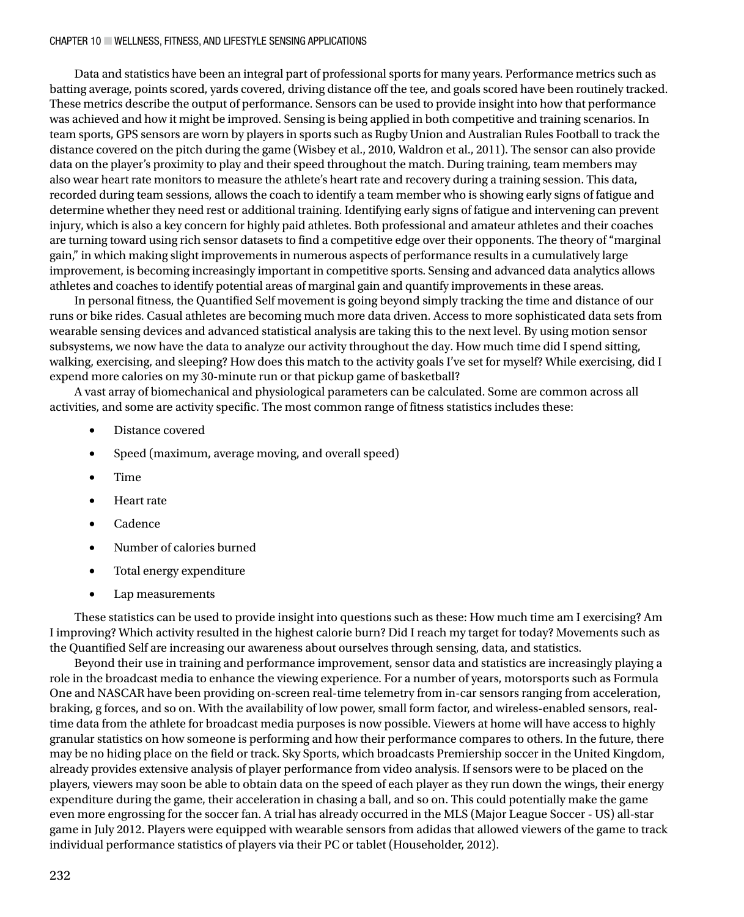Data and statistics have been an integral part of professional sports for many years. Performance metrics such as batting average, points scored, yards covered, driving distance off the tee, and goals scored have been routinely tracked. These metrics describe the output of performance. Sensors can be used to provide insight into how that performance was achieved and how it might be improved. Sensing is being applied in both competitive and training scenarios. In team sports, GPS sensors are worn by players in sports such as Rugby Union and Australian Rules Football to track the distance covered on the pitch during the game (Wisbey et al., 2010, Waldron et al., 2011). The sensor can also provide data on the player's proximity to play and their speed throughout the match. During training, team members may also wear heart rate monitors to measure the athlete's heart rate and recovery during a training session. This data, recorded during team sessions, allows the coach to identify a team member who is showing early signs of fatigue and determine whether they need rest or additional training. Identifying early signs of fatigue and intervening can prevent injury, which is also a key concern for highly paid athletes. Both professional and amateur athletes and their coaches are turning toward using rich sensor datasets to find a competitive edge over their opponents. The theory of "marginal gain," in which making slight improvements in numerous aspects of performance results in a cumulatively large improvement, is becoming increasingly important in competitive sports. Sensing and advanced data analytics allows athletes and coaches to identify potential areas of marginal gain and quantify improvements in these areas.

In personal fitness, the Quantified Self movement is going beyond simply tracking the time and distance of our runs or bike rides. Casual athletes are becoming much more data driven. Access to more sophisticated data sets from wearable sensing devices and advanced statistical analysis are taking this to the next level. By using motion sensor subsystems, we now have the data to analyze our activity throughout the day. How much time did I spend sitting, walking, exercising, and sleeping? How does this match to the activity goals I've set for myself? While exercising, did I expend more calories on my 30-minute run or that pickup game of basketball?

A vast array of biomechanical and physiological parameters can be calculated. Some are common across all activities, and some are activity specific. The most common range of fitness statistics includes these:

- Distance covered
- Speed (maximum, average moving, and overall speed)
- Time
- Heart rate
- Cadence
- Number of calories burned
- Total energy expenditure
- Lap measurements

These statistics can be used to provide insight into questions such as these: How much time am I exercising? Am I improving? Which activity resulted in the highest calorie burn? Did I reach my target for today? Movements such as the Quantified Self are increasing our awareness about ourselves through sensing, data, and statistics.

Beyond their use in training and performance improvement, sensor data and statistics are increasingly playing a role in the broadcast media to enhance the viewing experience. For a number of years, motorsports such as Formula One and NASCAR have been providing on-screen real-time telemetry from in-car sensors ranging from acceleration, braking, g forces, and so on. With the availability of low power, small form factor, and wireless-enabled sensors, real-time data from the athlete for broadcast media purposes is now possible. Viewers at home will have access to highly granular statistics on how someone is performing and how their performance compares to others. In the future, there may be no hiding place on the field or track. Sky Sports, which broadcasts Premiership soccer in the United Kingdom, already provides extensive analysis of player performance from video analysis. If sensors were to be placed on the players, viewers may soon be able to obtain data on the speed of each player as they run down the wings, their energy expenditure during the game, their acceleration in chasing a ball, and so on. This could potentially make the game even more engrossing for the soccer fan. A trial has already occurred in the MLS (Major League Soccer - US) all-star game in July 2012. Players were equipped with wearable sensors from adidas that allowed viewers of the game to track individual performance statistics of players via their PC or tablet (Householder, 2012).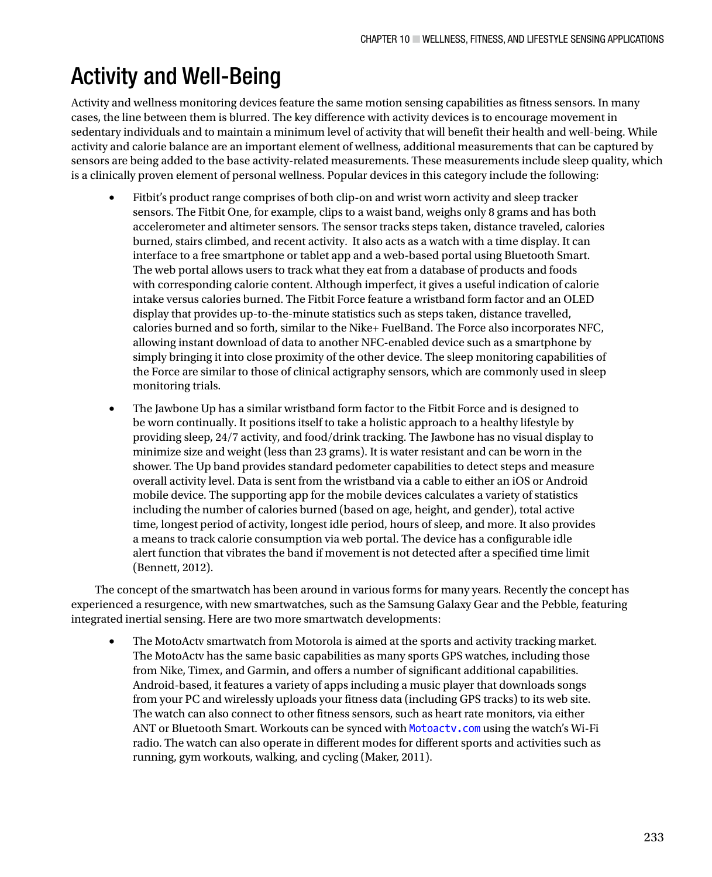# Activity and Well-Being

Activity and wellness monitoring devices feature the same motion sensing capabilities as fitness sensors. In many cases, the line between them is blurred. The key difference with activity devices is to encourage movement in sedentary individuals and to maintain a minimum level of activity that will benefit their health and well-being. While activity and calorie balance are an important element of wellness, additional measurements that can be captured by sensors are being added to the base activity-related measurements. These measurements include sleep quality, which is a clinically proven element of personal wellness. Popular devices in this category include the following:

- Fitbit's product range comprises of both clip-on and wrist worn activity and sleep tracker sensors. The Fitbit One, for example, clips to a waist band, weighs only 8 grams and has both accelerometer and altimeter sensors. The sensor tracks steps taken, distance traveled, calories burned, stairs climbed, and recent activity. It also acts as a watch with a time display. It can interface to a free smartphone or tablet app and a web-based portal using Bluetooth Smart. The web portal allows users to track what they eat from a database of products and foods with corresponding calorie content. Although imperfect, it gives a useful indication of calorie intake versus calories burned. The Fitbit Force feature a wristband form factor and an OLED display that provides up-to-the-minute statistics such as steps taken, distance travelled, calories burned and so forth, similar to the Nike+ FuelBand. The Force also incorporates NFC, allowing instant download of data to another NFC-enabled device such as a smartphone by simply bringing it into close proximity of the other device. The sleep monitoring capabilities of the Force are similar to those of clinical actigraphy sensors, which are commonly used in sleep monitoring trials.
- The Jawbone Up has a similar wristband form factor to the Fitbit Force and is designed to be worn continually. It positions itself to take a holistic approach to a healthy lifestyle by providing sleep, 24/7 activity, and food/drink tracking. The Jawbone has no visual display to minimize size and weight (less than 23 grams). It is water resistant and can be worn in the shower. The Up band provides standard pedometer capabilities to detect steps and measure overall activity level. Data is sent from the wristband via a cable to either an iOS or Android mobile device. The supporting app for the mobile devices calculates a variety of statistics including the number of calories burned (based on age, height, and gender), total active time, longest period of activity, longest idle period, hours of sleep, and more. It also provides a means to track calorie consumption via web portal. The device has a configurable idle alert function that vibrates the band if movement is not detected after a specified time limit (Bennett, 2012).

The concept of the smartwatch has been around in various forms for many years. Recently the concept has experienced a resurgence, with new smartwatches, such as the Samsung Galaxy Gear and the Pebble, featuring integrated inertial sensing. Here are two more smartwatch developments:

- The MotoActv smartwatch from Motorola is aimed at the sports and activity tracking market. The MotoActv has the same basic capabilities as many sports GPS watches, including those from Nike, Timex, and Garmin, and offers a number of significant additional capabilities. Android-based, it features a variety of apps including a music player that downloads songs from your PC and wirelessly uploads your fitness data (including GPS tracks) to its web site. The watch can also connect to other fitness sensors, such as heart rate monitors, via either ANT or Bluetooth Smart. Workouts can be synced with Motoactv.com using the watch's Wi-Fi radio. The watch can also operate in different modes for different sports and activities such as running, gym workouts, walking, and cycling (Maker, 2011).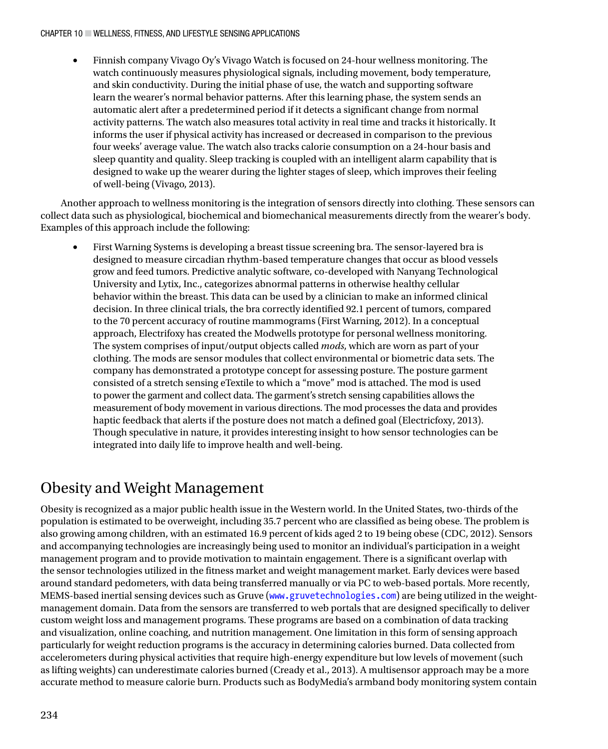- Finnish company Vivago Oy's Vivago Watch is focused on 24-hour wellness monitoring. The watch continuously measures physiological signals, including movement, body temperature, and skin conductivity. During the initial phase of use, the watch and supporting software learn the wearer's normal behavior patterns. After this learning phase, the system sends an automatic alert after a predetermined period if it detects a significant change from normal activity patterns. The watch also measures total activity in real time and tracks it historically. It informs the user if physical activity has increased or decreased in comparison to the previous four weeks' average value. The watch also tracks calorie consumption on a 24-hour basis and sleep quantity and quality. Sleep tracking is coupled with an intelligent alarm capability that is designed to wake up the wearer during the lighter stages of sleep, which improves their feeling of well-being (Vivago, 2013).

Another approach to wellness monitoring is the integration of sensors directly into clothing. These sensors can collect data such as physiological, biochemical and biomechanical measurements directly from the wearer's body. Examples of this approach include the following:

- First Warning Systems is developing a breast tissue screening bra. The sensor-layered bra is designed to measure circadian rhythm-based temperature changes that occur as blood vessels grow and feed tumors. Predictive analytic software, co-developed with Nanyang Technological University and Lytix, Inc., categorizes abnormal patterns in otherwise healthy cellular behavior within the breast. This data can be used by a clinician to make an informed clinical decision. In three clinical trials, the bra correctly identified 92.1 percent of tumors, compared to the 70 percent accuracy of routine mammograms (First Warning, 2012). In a conceptual approach, Electrifoxy has created the Modwells prototype for personal wellness monitoring. The system comprises of input/output objects called *mods*, which are worn as part of your clothing. The mods are sensor modules that collect environmental or biometric data sets. The company has demonstrated a prototype concept for assessing posture. The posture garment consisted of a stretch sensing eTextile to which a "move" mod is attached. The mod is used to power the garment and collect data. The garment's stretch sensing capabilities allows the measurement of body movement in various directions. The mod processes the data and provides haptic feedback that alerts if the posture does not match a defined goal (Electricfoxy, 2013). Though speculative in nature, it provides interesting insight to how sensor technologies can be integrated into daily life to improve health and well-being.

## Obesity and Weight Management

Obesity is recognized as a major public health issue in the Western world. In the United States, two-thirds of the population is estimated to be overweight, including 35.7 percent who are classified as being obese. The problem is also growing among children, with an estimated 16.9 percent of kids aged 2 to 19 being obese (CDC, 2012). Sensors and accompanying technologies are increasingly being used to monitor an individual's participation in a weight management program and to provide motivation to maintain engagement. There is a significant overlap with the sensor technologies utilized in the fitness market and weight management market. Early devices were based around standard pedometers, with data being transferred manually or via PC to web-based portals. More recently, MEMS-based inertial sensing devices such as Gruve (`www.gruvetechnologies.com`) are being utilized in the weight-management domain. Data from the sensors are transferred to web portals that are designed specifically to deliver custom weight loss and management programs. These programs are based on a combination of data tracking and visualization, online coaching, and nutrition management. One limitation in this form of sensing approach particularly for weight reduction programs is the accuracy in determining calories burned. Data collected from accelerometers during physical activities that require high-energy expenditure but low levels of movement (such as lifting weights) can underestimate calories burned (Cready et al., 2013). A multisensor approach may be a more accurate method to measure calorie burn. Products such as BodyMedia's armband body monitoring system contain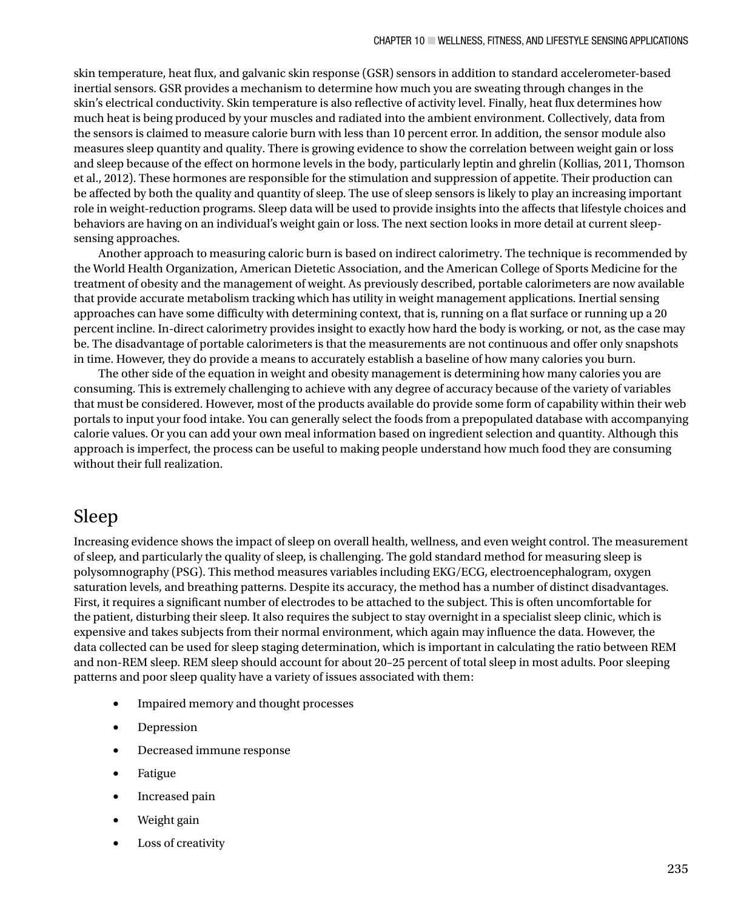skin temperature, heat flux, and galvanic skin response (GSR) sensors in addition to standard accelerometer-based inertial sensors. GSR provides a mechanism to determine how much you are sweating through changes in the skin's electrical conductivity. Skin temperature is also reflective of activity level. Finally, heat flux determines how much heat is being produced by your muscles and radiated into the ambient environment. Collectively, data from the sensors is claimed to measure calorie burn with less than 10 percent error. In addition, the sensor module also measures sleep quantity and quality. There is growing evidence to show the correlation between weight gain or loss and sleep because of the effect on hormone levels in the body, particularly leptin and ghrelin (Kollias, 2011, Thomson et al., 2012). These hormones are responsible for the stimulation and suppression of appetite. Their production can be affected by both the quality and quantity of sleep. The use of sleep sensors is likely to play an increasing important role in weight-reduction programs. Sleep data will be used to provide insights into the affects that lifestyle choices and behaviors are having on an individual's weight gain or loss. The next section looks in more detail at current sleep-sensing approaches.

Another approach to measuring caloric burn is based on indirect calorimetry. The technique is recommended by the World Health Organization, American Dietetic Association, and the American College of Sports Medicine for the treatment of obesity and the management of weight. As previously described, portable calorimeters are now available that provide accurate metabolism tracking which has utility in weight management applications. Inertial sensing approaches can have some difficulty with determining context, that is, running on a flat surface or running up a 20 percent incline. In-direct calorimetry provides insight to exactly how hard the body is working, or not, as the case may be. The disadvantage of portable calorimeters is that the measurements are not continuous and offer only snapshots in time. However, they do provide a means to accurately establish a baseline of how many calories you burn.

The other side of the equation in weight and obesity management is determining how many calories you are consuming. This is extremely challenging to achieve with any degree of accuracy because of the variety of variables that must be considered. However, most of the products available do provide some form of capability within their web portals to input your food intake. You can generally select the foods from a prepopulated database with accompanying calorie values. Or you can add your own meal information based on ingredient selection and quantity. Although this approach is imperfect, the process can be useful to making people understand how much food they are consuming without their full realization.

## Sleep

Increasing evidence shows the impact of sleep on overall health, wellness, and even weight control. The measurement of sleep, and particularly the quality of sleep, is challenging. The gold standard method for measuring sleep is polysomnography (PSG). This method measures variables including EKG/ECG, electroencephalogram, oxygen saturation levels, and breathing patterns. Despite its accuracy, the method has a number of distinct disadvantages. First, it requires a significant number of electrodes to be attached to the subject. This is often uncomfortable for the patient, disturbing their sleep. It also requires the subject to stay overnight in a specialist sleep clinic, which is expensive and takes subjects from their normal environment, which again may influence the data. However, the data collected can be used for sleep staging determination, which is important in calculating the ratio between REM and non-REM sleep. REM sleep should account for about 20–25 percent of total sleep in most adults. Poor sleeping patterns and poor sleep quality have a variety of issues associated with them:

- Impaired memory and thought processes
- Depression
- Decreased immune response
- Fatigue
- Increased pain
- Weight gain
- Loss of creativity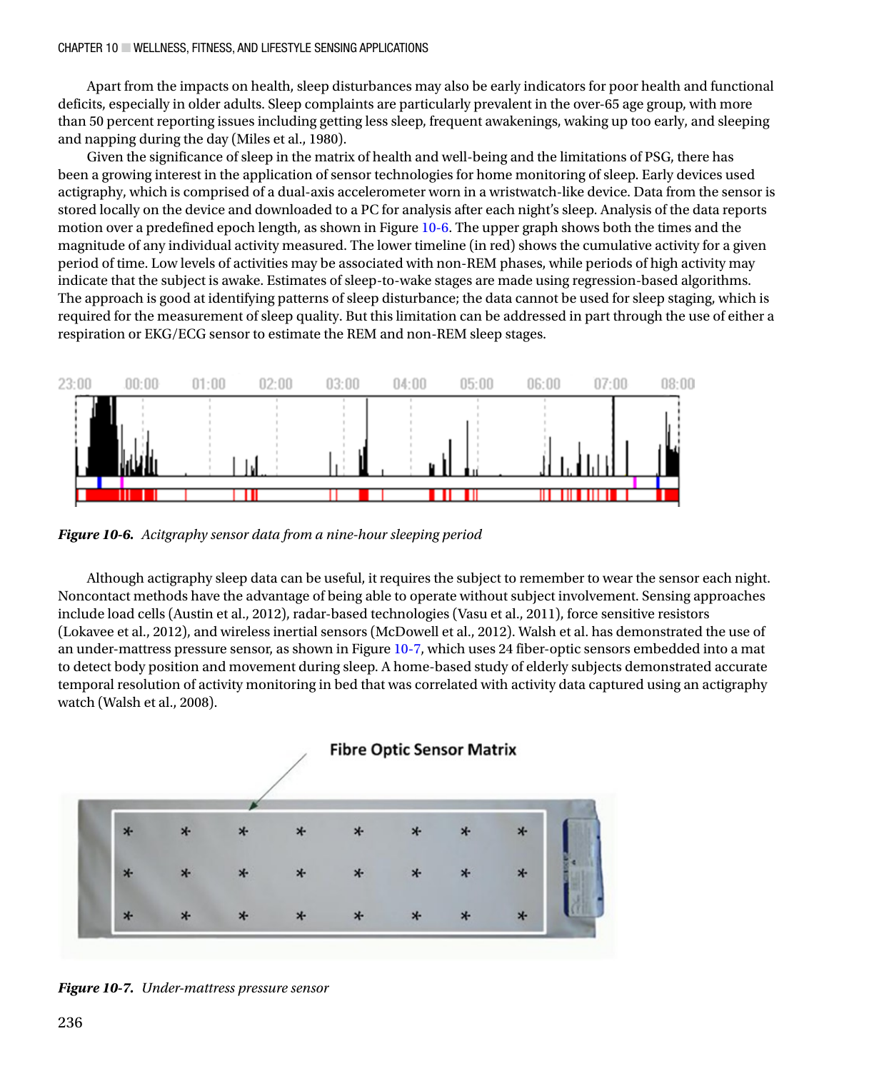Apart from the impacts on health, sleep disturbances may also be early indicators for poor health and functional deficits, especially in older adults. Sleep complaints are particularly prevalent in the over-65 age group, with more than 50 percent reporting issues including getting less sleep, frequent awakenings, waking up too early, and sleeping and napping during the day (Miles et al., 1980).

Given the significance of sleep in the matrix of health and well-being and the limitations of PSG, there has been a growing interest in the application of sensor technologies for home monitoring of sleep. Early devices used actigraphy, which is comprised of a dual-axis accelerometer worn in a wristwatch-like device. Data from the sensor is stored locally on the device and downloaded to a PC for analysis after each night's sleep. Analysis of the data reports motion over a predefined epoch length, as shown in Figure 10-6. The upper graph shows both the times and the magnitude of any individual activity measured. The lower timeline (in red) shows the cumulative activity for a given period of time. Low levels of activities may be associated with non-REM phases, while periods of high activity may indicate that the subject is awake. Estimates of sleep-to-wake stages are made using regression-based algorithms. The approach is good at identifying patterns of sleep disturbance; the data cannot be used for sleep staging, which is required for the measurement of sleep quality. But this limitation can be addressed in part through the use of either a respiration or EKG/ECG sensor to estimate the REM and non-REM sleep stages.

23:00 00:00 01:00 02:00 03:00 04:00 05:00 06:00 07:00 08:00

***Figure 10-6.*** *Acitgraphy sensor data from a nine-hour sleeping period*

Although actigraphy sleep data can be useful, it requires the subject to remember to wear the sensor each night. Noncontact methods have the advantage of being able to operate without subject involvement. Sensing approaches include load cells (Austin et al., 2012), radar-based technologies (Vasu et al., 2011), force sensitive resistors (Lokavee et al., 2012), and wireless inertial sensors (McDowell et al., 2012). Walsh et al. has demonstrated the use of an under-mattress pressure sensor, as shown in Figure 10-7, which uses 24 fiber-optic sensors embedded into a mat to detect body position and movement during sleep. A home-based study of elderly subjects demonstrated accurate temporal resolution of activity monitoring in bed that was correlated with activity data captured using an actigraphy watch (Walsh et al., 2008).

Fibre Optic Sensor Matrix

***Figure 10-7.*** *Under-mattress pressure sensor*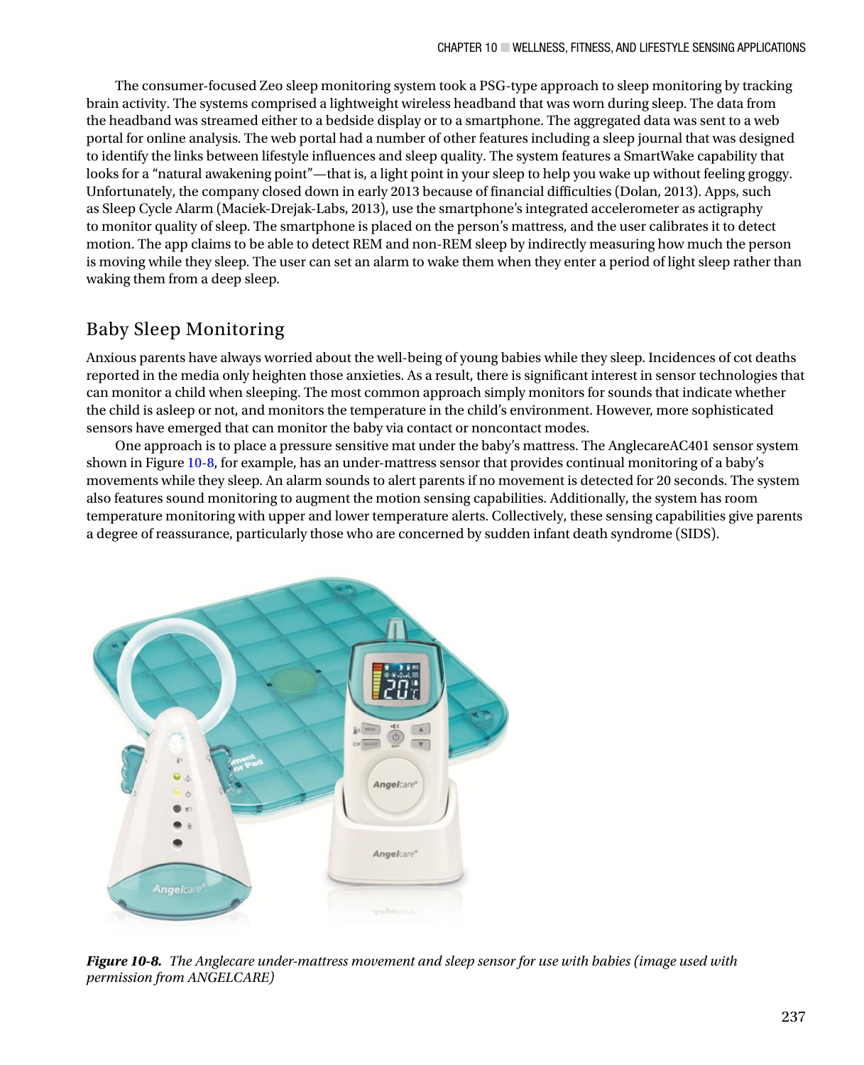The consumer-focused Zeo sleep monitoring system took a PSG-type approach to sleep monitoring by tracking brain activity. The systems comprised a lightweight wireless headband that was worn during sleep. The data from the headband was streamed either to a bedside display or to a smartphone. The aggregated data was sent to a web portal for online analysis. The web portal had a number of other features including a sleep journal that was designed to identify the links between lifestyle influences and sleep quality. The system features a SmartWake capability that looks for a "natural awakening point"—that is, a light point in your sleep to help you wake up without feeling groggy. Unfortunately, the company closed down in early 2013 because of financial difficulties (Dolan, 2013). Apps, such as Sleep Cycle Alarm (Maciek-Drejak-Labs, 2013), use the smartphone's integrated accelerometer as actigraphy to monitor quality of sleep. The smartphone is placed on the person's mattress, and the user calibrates it to detect motion. The app claims to be able to detect REM and non-REM sleep by indirectly measuring how much the person is moving while they sleep. The user can set an alarm to wake them when they enter a period of light sleep rather than waking them from a deep sleep.

## Baby Sleep Monitoring

Anxious parents have always worried about the well-being of young babies while they sleep. Incidences of cot deaths reported in the media only heighten those anxieties. As a result, there is significant interest in sensor technologies that can monitor a child when sleeping. The most common approach simply monitors for sounds that indicate whether the child is asleep or not, and monitors the temperature in the child's environment. However, more sophisticated sensors have emerged that can monitor the baby via contact or noncontact modes.

One approach is to place a pressure sensitive mat under the baby's mattress. The AnglecareAC401 sensor system shown in Figure 10-8, for example, has an under-mattress sensor that provides continual monitoring of a baby's movements while they sleep. An alarm sounds to alert parents if no movement is detected for 20 seconds. The system also features sound monitoring to augment the motion sensing capabilities. Additionally, the system has room temperature monitoring with upper and lower temperature alerts. Collectively, these sensing capabilities give parents a degree of reassurance, particularly those who are concerned by sudden infant death syndrome (SIDS).

***Figure 10-8.*** *The Anglecare under-mattress movement and sleep sensor for use with babies (image used with permission from ANGELCARE)*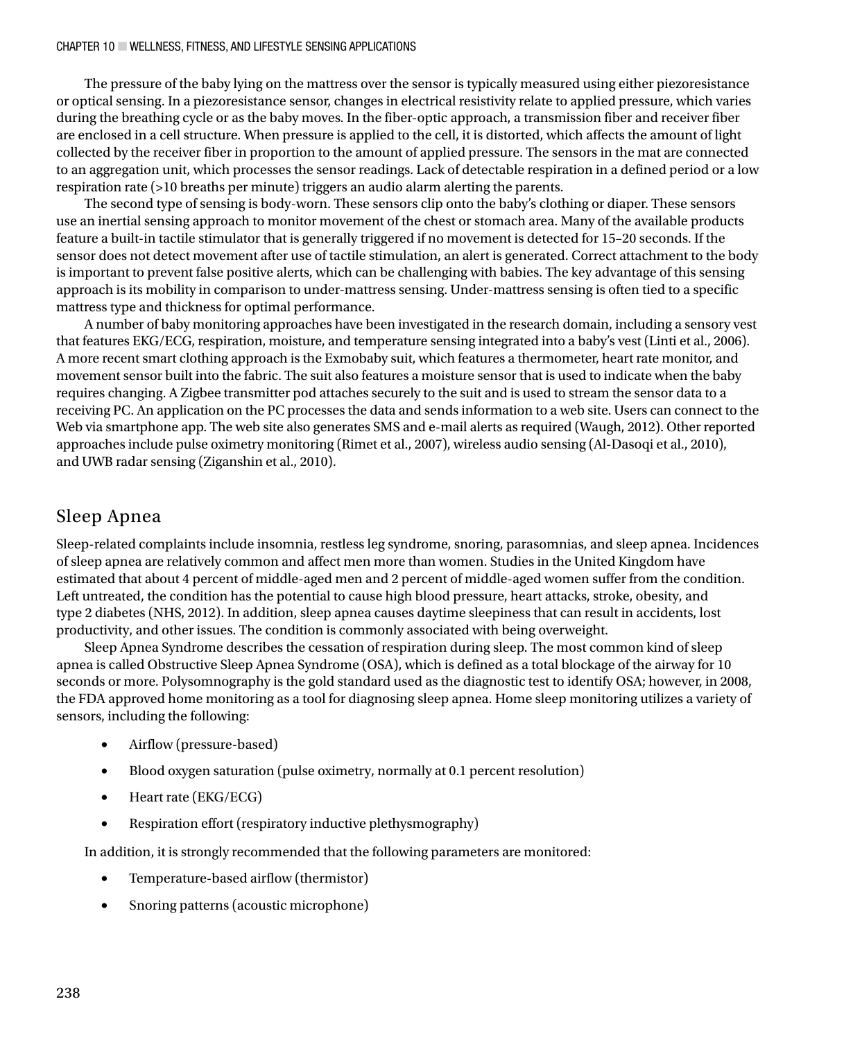The pressure of the baby lying on the mattress over the sensor is typically measured using either piezoresistance or optical sensing. In a piezoresistance sensor, changes in electrical resistivity relate to applied pressure, which varies during the breathing cycle or as the baby moves. In the fiber-optic approach, a transmission fiber and receiver fiber are enclosed in a cell structure. When pressure is applied to the cell, it is distorted, which affects the amount of light collected by the receiver fiber in proportion to the amount of applied pressure. The sensors in the mat are connected to an aggregation unit, which processes the sensor readings. Lack of detectable respiration in a defined period or a low respiration rate (>10 breaths per minute) triggers an audio alarm alerting the parents.

The second type of sensing is body-worn. These sensors clip onto the baby's clothing or diaper. These sensors use an inertial sensing approach to monitor movement of the chest or stomach area. Many of the available products feature a built-in tactile stimulator that is generally triggered if no movement is detected for 15–20 seconds. If the sensor does not detect movement after use of tactile stimulation, an alert is generated. Correct attachment to the body is important to prevent false positive alerts, which can be challenging with babies. The key advantage of this sensing approach is its mobility in comparison to under-mattress sensing. Under-mattress sensing is often tied to a specific mattress type and thickness for optimal performance.

A number of baby monitoring approaches have been investigated in the research domain, including a sensory vest that features EKG/ECG, respiration, moisture, and temperature sensing integrated into a baby's vest (Linti et al., 2006). A more recent smart clothing approach is the Exmobaby suit, which features a thermometer, heart rate monitor, and movement sensor built into the fabric. The suit also features a moisture sensor that is used to indicate when the baby requires changing. A Zigbee transmitter pod attaches securely to the suit and is used to stream the sensor data to a receiving PC. An application on the PC processes the data and sends information to a web site. Users can connect to the Web via smartphone app. The web site also generates SMS and e-mail alerts as required (Waugh, 2012). Other reported approaches include pulse oximetry monitoring (Rimet et al., 2007), wireless audio sensing (Al-Dasoqi et al., 2010), and UWB radar sensing (Ziganshin et al., 2010).

## Sleep Apnea

Sleep-related complaints include insomnia, restless leg syndrome, snoring, parasomnias, and sleep apnea. Incidences of sleep apnea are relatively common and affect men more than women. Studies in the United Kingdom have estimated that about 4 percent of middle-aged men and 2 percent of middle-aged women suffer from the condition. Left untreated, the condition has the potential to cause high blood pressure, heart attacks, stroke, obesity, and type 2 diabetes (NHS, 2012). In addition, sleep apnea causes daytime sleepiness that can result in accidents, lost productivity, and other issues. The condition is commonly associated with being overweight.

Sleep Apnea Syndrome describes the cessation of respiration during sleep. The most common kind of sleep apnea is called Obstructive Sleep Apnea Syndrome (OSA), which is defined as a total blockage of the airway for 10 seconds or more. Polysomnography is the gold standard used as the diagnostic test to identify OSA; however, in 2008, the FDA approved home monitoring as a tool for diagnosing sleep apnea. Home sleep monitoring utilizes a variety of sensors, including the following:

- Airflow (pressure-based)
- Blood oxygen saturation (pulse oximetry, normally at 0.1 percent resolution)
- Heart rate (EKG/ECG)
- Respiration effort (respiratory inductive plethysmography)

In addition, it is strongly recommended that the following parameters are monitored:

- Temperature-based airflow (thermistor)
- Snoring patterns (acoustic microphone)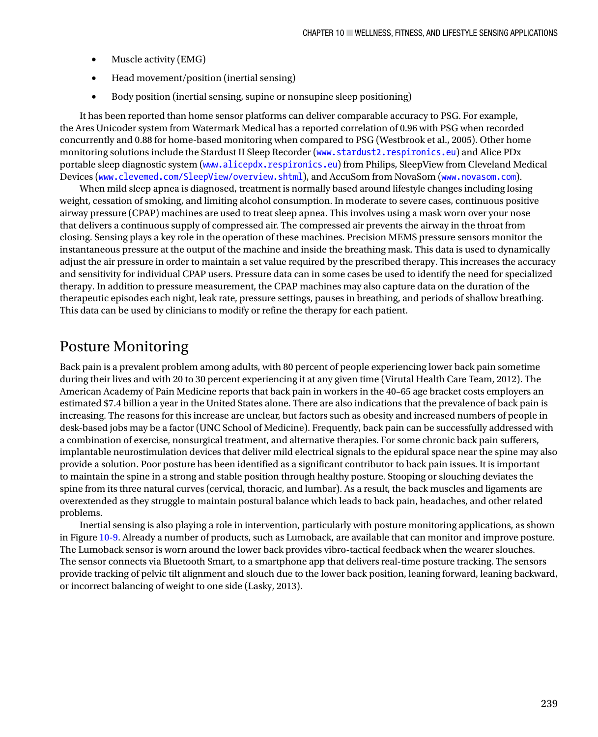- Muscle activity (EMG)
- Head movement/position (inertial sensing)
- Body position (inertial sensing, supine or nonsupine sleep positioning)

It has been reported than home sensor platforms can deliver comparable accuracy to PSG. For example, the Ares Unicoder system from Watermark Medical has a reported correlation of 0.96 with PSG when recorded concurrently and 0.88 for home-based monitoring when compared to PSG (Westbrook et al., 2005). Other home monitoring solutions include the Stardust II Sleep Recorder (www.stardust2.respironics.eu) and Alice PDx portable sleep diagnostic system (www.alicepdx.respironics.eu) from Philips, SleepView from Cleveland Medical Devices (www.clevemed.com/SleepView/overview.shtml), and AccuSom from NovaSom (www.novasom.com).

When mild sleep apnea is diagnosed, treatment is normally based around lifestyle changes including losing weight, cessation of smoking, and limiting alcohol consumption. In moderate to severe cases, continuous positive airway pressure (CPAP) machines are used to treat sleep apnea. This involves using a mask worn over your nose that delivers a continuous supply of compressed air. The compressed air prevents the airway in the throat from closing. Sensing plays a key role in the operation of these machines. Precision MEMS pressure sensors monitor the instantaneous pressure at the output of the machine and inside the breathing mask. This data is used to dynamically adjust the air pressure in order to maintain a set value required by the prescribed therapy. This increases the accuracy and sensitivity for individual CPAP users. Pressure data can in some cases be used to identify the need for specialized therapy. In addition to pressure measurement, the CPAP machines may also capture data on the duration of the therapeutic episodes each night, leak rate, pressure settings, pauses in breathing, and periods of shallow breathing. This data can be used by clinicians to modify or refine the therapy for each patient.

## Posture Monitoring

Back pain is a prevalent problem among adults, with 80 percent of people experiencing lower back pain sometime during their lives and with 20 to 30 percent experiencing it at any given time (Virutal Health Care Team, 2012). The American Academy of Pain Medicine reports that back pain in workers in the 40–65 age bracket costs employers an estimated $7.4 billion a year in the United States alone. There are also indications that the prevalence of back pain is increasing. The reasons for this increase are unclear, but factors such as obesity and increased numbers of people in desk-based jobs may be a factor (UNC School of Medicine). Frequently, back pain can be successfully addressed with a combination of exercise, nonsurgical treatment, and alternative therapies. For some chronic back pain sufferers, implantable neurostimulation devices that deliver mild electrical signals to the epidural space near the spine may also provide a solution. Poor posture has been identified as a significant contributor to back pain issues. It is important to maintain the spine in a strong and stable position through healthy posture. Stooping or slouching deviates the spine from its three natural curves (cervical, thoracic, and lumbar). As a result, the back muscles and ligaments are overextended as they struggle to maintain postural balance which leads to back pain, headaches, and other related problems.

Inertial sensing is also playing a role in intervention, particularly with posture monitoring applications, as shown in Figure 10-9. Already a number of products, such as Lumoback, are available that can monitor and improve posture. The Lumoback sensor is worn around the lower back provides vibro-tactical feedback when the wearer slouches. The sensor connects via Bluetooth Smart, to a smartphone app that delivers real-time posture tracking. The sensors provide tracking of pelvic tilt alignment and slouch due to the lower back position, leaning forward, leaning backward, or incorrect balancing of weight to one side (Lasky, 2013).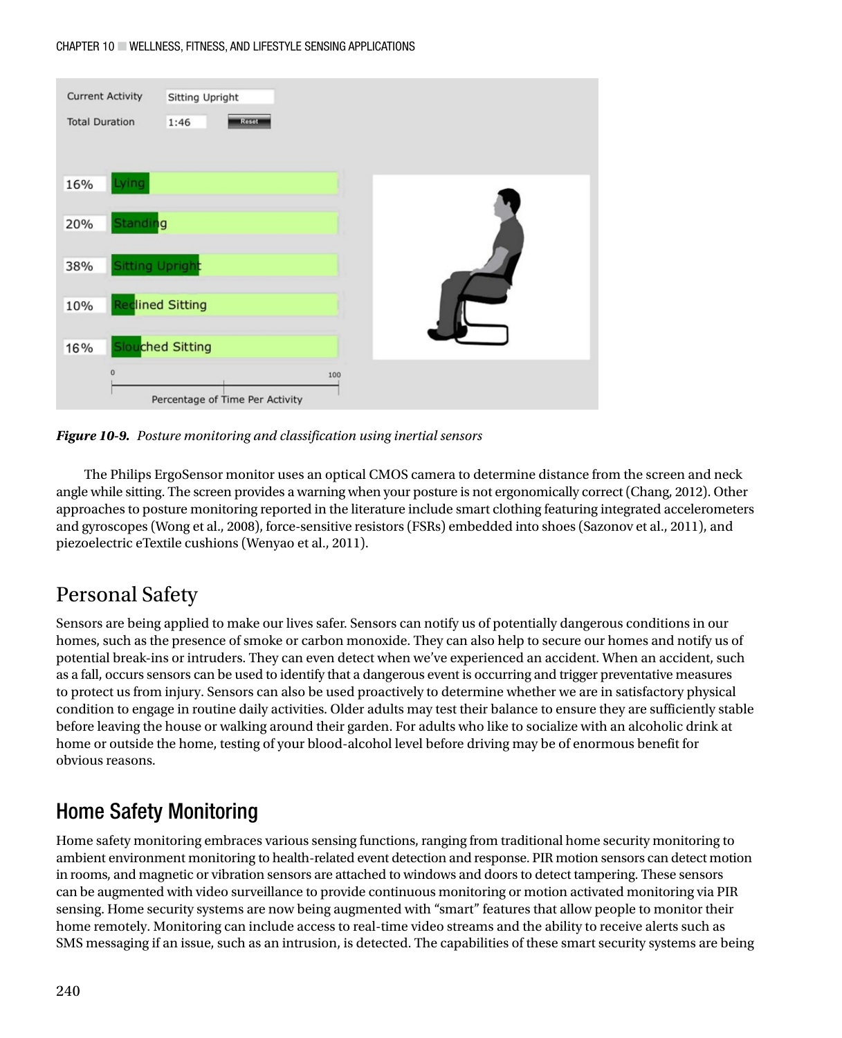Current Activity Sitting Upright

Total Duration 1:46

Reset

16% Lying

20% Standing

38% Sitting Upright

10% Reclined Sitting

16% Slouched Sitting

0

100

Percentage of Time Per Activity

***Figure 10-9.*** *Posture monitoring and classification using inertial sensors*

The Philips ErgoSensor monitor uses an optical CMOS camera to determine distance from the screen and neck angle while sitting. The screen provides a warning when your posture is not ergonomically correct (Chang, 2012). Other approaches to posture monitoring reported in the literature include smart clothing featuring integrated accelerometers and gyroscopes (Wong et al., 2008), force-sensitive resistors (FSRs) embedded into shoes (Sazonov et al., 2011), and piezoelectric eTextile cushions (Wenyao et al., 2011).

# Personal Safety

Sensors are being applied to make our lives safer. Sensors can notify us of potentially dangerous conditions in our homes, such as the presence of smoke or carbon monoxide. They can also help to secure our homes and notify us of potential break-ins or intruders. They can even detect when we've experienced an accident. When an accident, such as a fall, occurs sensors can be used to identify that a dangerous event is occurring and trigger preventative measures to protect us from injury. Sensors can also be used proactively to determine whether we are in satisfactory physical condition to engage in routine daily activities. Older adults may test their balance to ensure they are sufficiently stable before leaving the house or walking around their garden. For adults who like to socialize with an alcoholic drink at home or outside the home, testing of your blood-alcohol level before driving may be of enormous benefit for obvious reasons.

## Home Safety Monitoring

Home safety monitoring embraces various sensing functions, ranging from traditional home security monitoring to ambient environment monitoring to health-related event detection and response. PIR motion sensors can detect motion in rooms, and magnetic or vibration sensors are attached to windows and doors to detect tampering. These sensors can be augmented with video surveillance to provide continuous monitoring or motion activated monitoring via PIR sensing. Home security systems are now being augmented with "smart" features that allow people to monitor their home remotely. Monitoring can include access to real-time video streams and the ability to receive alerts such as SMS messaging if an issue, such as an intrusion, is detected. The capabilities of these smart security systems are being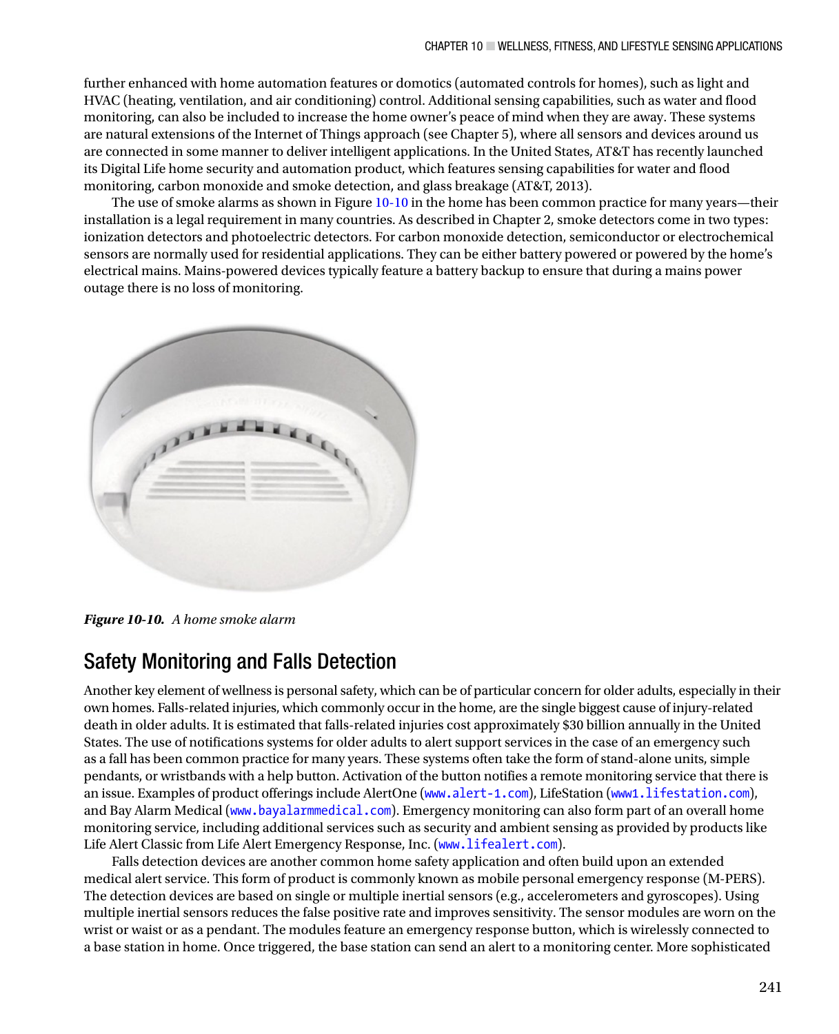further enhanced with home automation features or domotics (automated controls for homes), such as light and HVAC (heating, ventilation, and air conditioning) control. Additional sensing capabilities, such as water and flood monitoring, can also be included to increase the home owner's peace of mind when they are away. These systems are natural extensions of the Internet of Things approach (see Chapter 5), where all sensors and devices around us are connected in some manner to deliver intelligent applications. In the United States, AT&T has recently launched its Digital Life home security and automation product, which features sensing capabilities for water and flood monitoring, carbon monoxide and smoke detection, and glass breakage (AT&T, 2013).

The use of smoke alarms as shown in Figure 10-10 in the home has been common practice for many years—their installation is a legal requirement in many countries. As described in Chapter 2, smoke detectors come in two types: ionization detectors and photoelectric detectors. For carbon monoxide detection, semiconductor or electrochemical sensors are normally used for residential applications. They can be either battery powered or powered by the home's electrical mains. Mains-powered devices typically feature a battery backup to ensure that during a mains power outage there is no loss of monitoring.

***Figure 10-10.*** *A home smoke alarm*

## Safety Monitoring and Falls Detection

Another key element of wellness is personal safety, which can be of particular concern for older adults, especially in their own homes. Falls-related injuries, which commonly occur in the home, are the single biggest cause of injury-related death in older adults. It is estimated that falls-related injuries cost approximately $30 billion annually in the United States. The use of notifications systems for older adults to alert support services in the case of an emergency such as a fall has been common practice for many years. These systems often take the form of stand-alone units, simple pendants, or wristbands with a help button. Activation of the button notifies a remote monitoring service that there is an issue. Examples of product offerings include AlertOne (www.alert-1.com), LifeStation (www1.lifestation.com), and Bay Alarm Medical (www.bayalarmmedical.com). Emergency monitoring can also form part of an overall home monitoring service, including additional services such as security and ambient sensing as provided by products like Life Alert Classic from Life Alert Emergency Response, Inc. (www.lifealert.com).

Falls detection devices are another common home safety application and often build upon an extended medical alert service. This form of product is commonly known as mobile personal emergency response (M-PERS). The detection devices are based on single or multiple inertial sensors (e.g., accelerometers and gyroscopes). Using multiple inertial sensors reduces the false positive rate and improves sensitivity. The sensor modules are worn on the wrist or waist or as a pendant. The modules feature an emergency response button, which is wirelessly connected to a base station in home. Once triggered, the base station can send an alert to a monitoring center. More sophisticated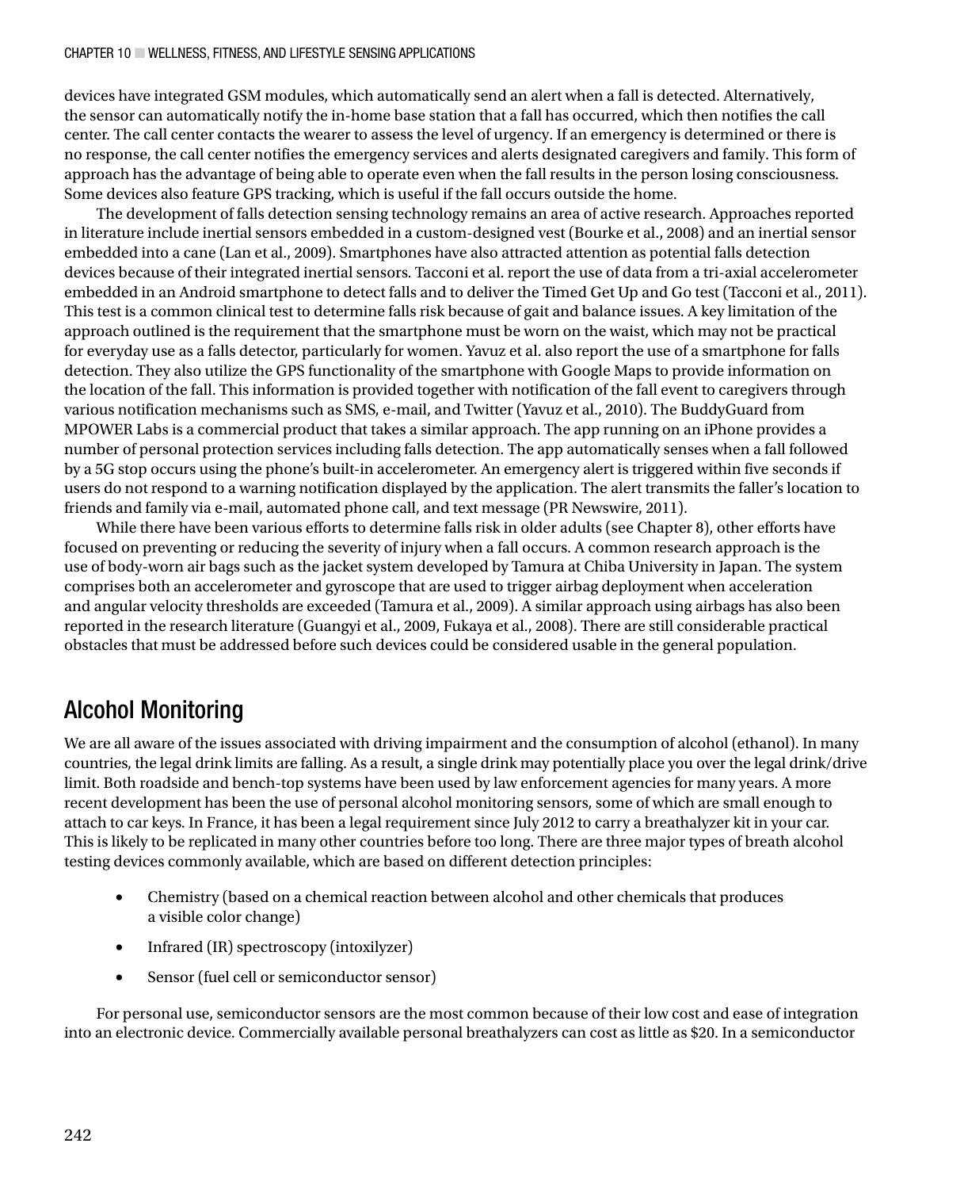devices have integrated GSM modules, which automatically send an alert when a fall is detected. Alternatively, the sensor can automatically notify the in-home base station that a fall has occurred, which then notifies the call center. The call center contacts the wearer to assess the level of urgency. If an emergency is determined or there is no response, the call center notifies the emergency services and alerts designated caregivers and family. This form of approach has the advantage of being able to operate even when the fall results in the person losing consciousness. Some devices also feature GPS tracking, which is useful if the fall occurs outside the home.

The development of falls detection sensing technology remains an area of active research. Approaches reported in literature include inertial sensors embedded in a custom-designed vest (Bourke et al., 2008) and an inertial sensor embedded into a cane (Lan et al., 2009). Smartphones have also attracted attention as potential falls detection devices because of their integrated inertial sensors. Tacconi et al. report the use of data from a tri-axial accelerometer embedded in an Android smartphone to detect falls and to deliver the Timed Get Up and Go test (Tacconi et al., 2011). This test is a common clinical test to determine falls risk because of gait and balance issues. A key limitation of the approach outlined is the requirement that the smartphone must be worn on the waist, which may not be practical for everyday use as a falls detector, particularly for women. Yavuz et al. also report the use of a smartphone for falls detection. They also utilize the GPS functionality of the smartphone with Google Maps to provide information on the location of the fall. This information is provided together with notification of the fall event to caregivers through various notification mechanisms such as SMS, e-mail, and Twitter (Yavuz et al., 2010). The BuddyGuard from MPOWER Labs is a commercial product that takes a similar approach. The app running on an iPhone provides a number of personal protection services including falls detection. The app automatically senses when a fall followed by a 5G stop occurs using the phone's built-in accelerometer. An emergency alert is triggered within five seconds if users do not respond to a warning notification displayed by the application. The alert transmits the faller's location to friends and family via e-mail, automated phone call, and text message (PR Newswire, 2011).

While there have been various efforts to determine falls risk in older adults (see Chapter 8), other efforts have focused on preventing or reducing the severity of injury when a fall occurs. A common research approach is the use of body-worn air bags such as the jacket system developed by Tamura at Chiba University in Japan. The system comprises both an accelerometer and gyroscope that are used to trigger airbag deployment when acceleration and angular velocity thresholds are exceeded (Tamura et al., 2009). A similar approach using airbags has also been reported in the research literature (Guangyi et al., 2009, Fukaya et al., 2008). There are still considerable practical obstacles that must be addressed before such devices could be considered usable in the general population.

## Alcohol Monitoring

We are all aware of the issues associated with driving impairment and the consumption of alcohol (ethanol). In many countries, the legal drink limits are falling. As a result, a single drink may potentially place you over the legal drink/drive limit. Both roadside and bench-top systems have been used by law enforcement agencies for many years. A more recent development has been the use of personal alcohol monitoring sensors, some of which are small enough to attach to car keys. In France, it has been a legal requirement since July 2012 to carry a breathalyzer kit in your car. This is likely to be replicated in many other countries before too long. There are three major types of breath alcohol testing devices commonly available, which are based on different detection principles:

- Chemistry (based on a chemical reaction between alcohol and other chemicals that produces a visible color change)
- Infrared (IR) spectroscopy (intoxilyzer)
- Sensor (fuel cell or semiconductor sensor)

For personal use, semiconductor sensors are the most common because of their low cost and ease of integration into an electronic device. Commercially available personal breathalyzers can cost as little as $20. In a semiconductor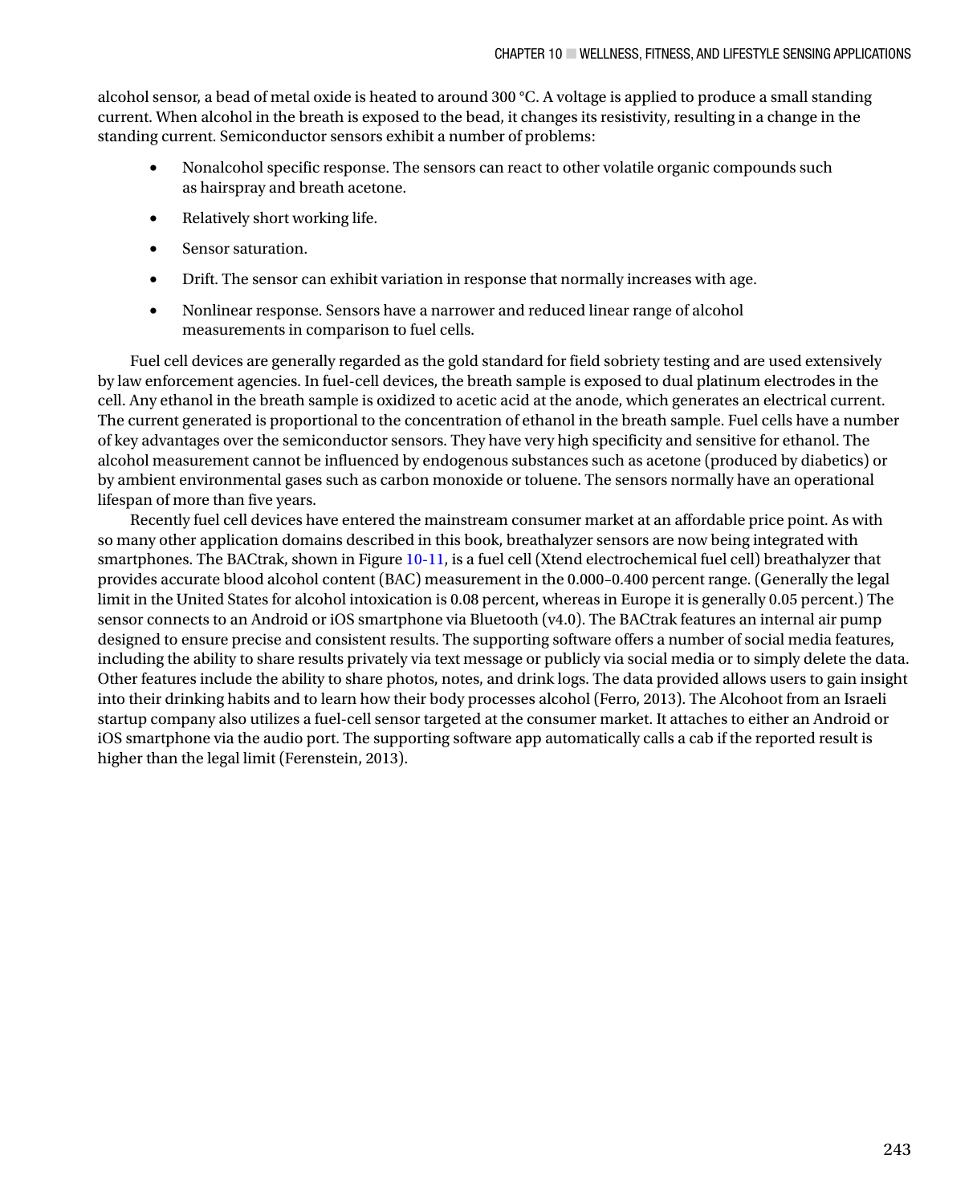alcohol sensor, a bead of metal oxide is heated to around 300 °C. A voltage is applied to produce a small standing current. When alcohol in the breath is exposed to the bead, it changes its resistivity, resulting in a change in the standing current. Semiconductor sensors exhibit a number of problems:

- Nonalcohol specific response. The sensors can react to other volatile organic compounds such as hairspray and breath acetone.
- Relatively short working life.
- Sensor saturation.
- Drift. The sensor can exhibit variation in response that normally increases with age.
- Nonlinear response. Sensors have a narrower and reduced linear range of alcohol measurements in comparison to fuel cells.

Fuel cell devices are generally regarded as the gold standard for field sobriety testing and are used extensively by law enforcement agencies. In fuel-cell devices, the breath sample is exposed to dual platinum electrodes in the cell. Any ethanol in the breath sample is oxidized to acetic acid at the anode, which generates an electrical current. The current generated is proportional to the concentration of ethanol in the breath sample. Fuel cells have a number of key advantages over the semiconductor sensors. They have very high specificity and sensitive for ethanol. The alcohol measurement cannot be influenced by endogenous substances such as acetone (produced by diabetics) or by ambient environmental gases such as carbon monoxide or toluene. The sensors normally have an operational lifespan of more than five years.

Recently fuel cell devices have entered the mainstream consumer market at an affordable price point. As with so many other application domains described in this book, breathalyzer sensors are now being integrated with smartphones. The BACtrak, shown in Figure 10-11, is a fuel cell (Xtend electrochemical fuel cell) breathalyzer that provides accurate blood alcohol content (BAC) measurement in the 0.000–0.400 percent range. (Generally the legal limit in the United States for alcohol intoxication is 0.08 percent, whereas in Europe it is generally 0.05 percent.) The sensor connects to an Android or iOS smartphone via Bluetooth (v4.0). The BACtrak features an internal air pump designed to ensure precise and consistent results. The supporting software offers a number of social media features, including the ability to share results privately via text message or publicly via social media or to simply delete the data. Other features include the ability to share photos, notes, and drink logs. The data provided allows users to gain insight into their drinking habits and to learn how their body processes alcohol (Ferro, 2013). The Alcohoot from an Israeli startup company also utilizes a fuel-cell sensor targeted at the consumer market. It attaches to either an Android or iOS smartphone via the audio port. The supporting software app automatically calls a cab if the reported result is higher than the legal limit (Ferenstein, 2013).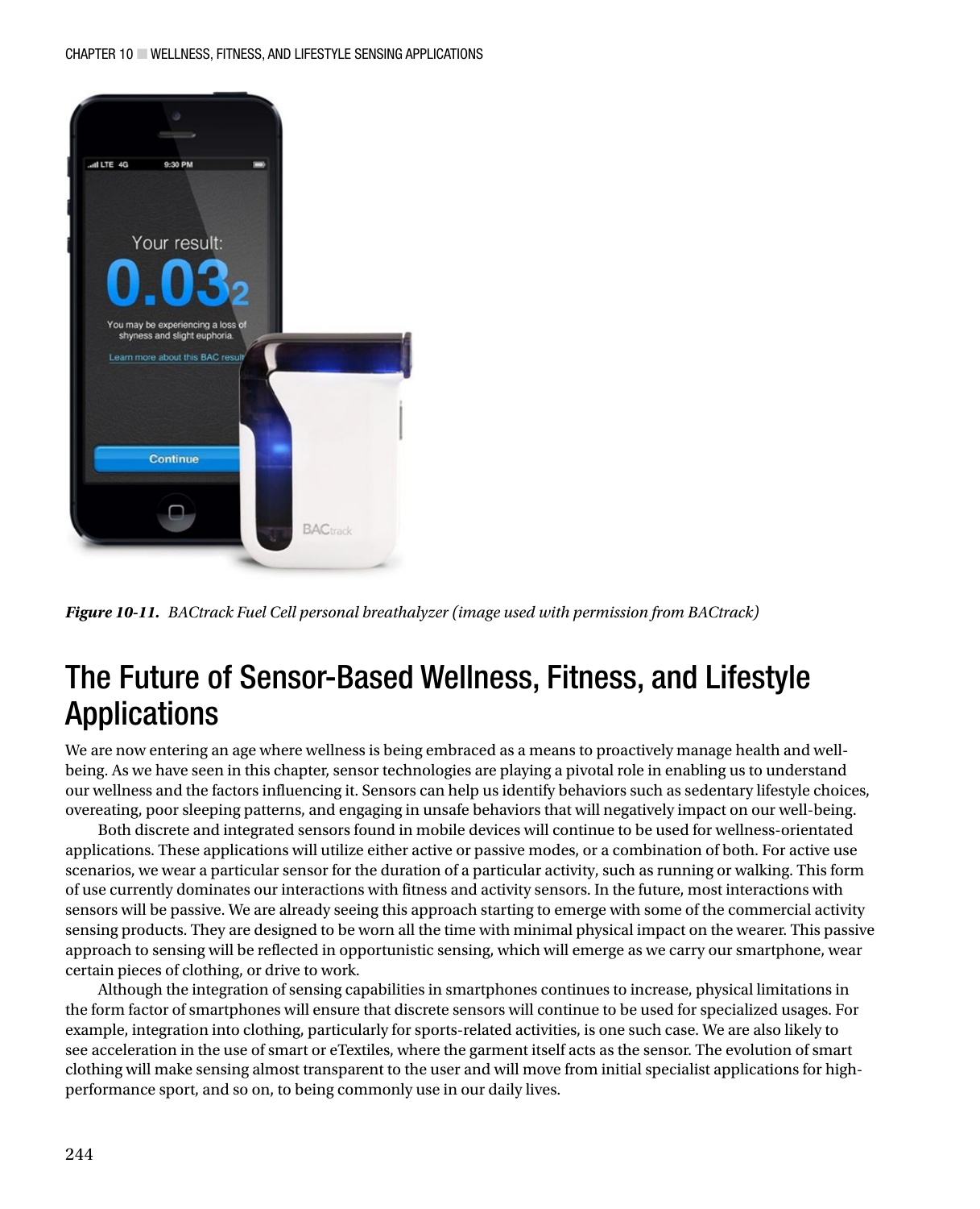*Figure 10-11. BACtrack Fuel Cell personal breathalyzer (image used with permission from BACtrack)*

## The Future of Sensor-Based Wellness, Fitness, and Lifestyle Applications

We are now entering an age where wellness is being embraced as a means to proactively manage health and well-being. As we have seen in this chapter, sensor technologies are playing a pivotal role in enabling us to understand our wellness and the factors influencing it. Sensors can help us identify behaviors such as sedentary lifestyle choices, overeating, poor sleeping patterns, and engaging in unsafe behaviors that will negatively impact on our well-being.

Both discrete and integrated sensors found in mobile devices will continue to be used for wellness-orientated applications. These applications will utilize either active or passive modes, or a combination of both. For active use scenarios, we wear a particular sensor for the duration of a particular activity, such as running or walking. This form of use currently dominates our interactions with fitness and activity sensors. In the future, most interactions with sensors will be passive. We are already seeing this approach starting to emerge with some of the commercial activity sensing products. They are designed to be worn all the time with minimal physical impact on the wearer. This passive approach to sensing will be reflected in opportunistic sensing, which will emerge as we carry our smartphone, wear certain pieces of clothing, or drive to work.

Although the integration of sensing capabilities in smartphones continues to increase, physical limitations in the form factor of smartphones will ensure that discrete sensors will continue to be used for specialized usages. For example, integration into clothing, particularly for sports-related activities, is one such case. We are also likely to see acceleration in the use of smart or eTextiles, where the garment itself acts as the sensor. The evolution of smart clothing will make sensing almost transparent to the user and will move from initial specialist applications for high-performance sport, and so on, to being commonly use in our daily lives.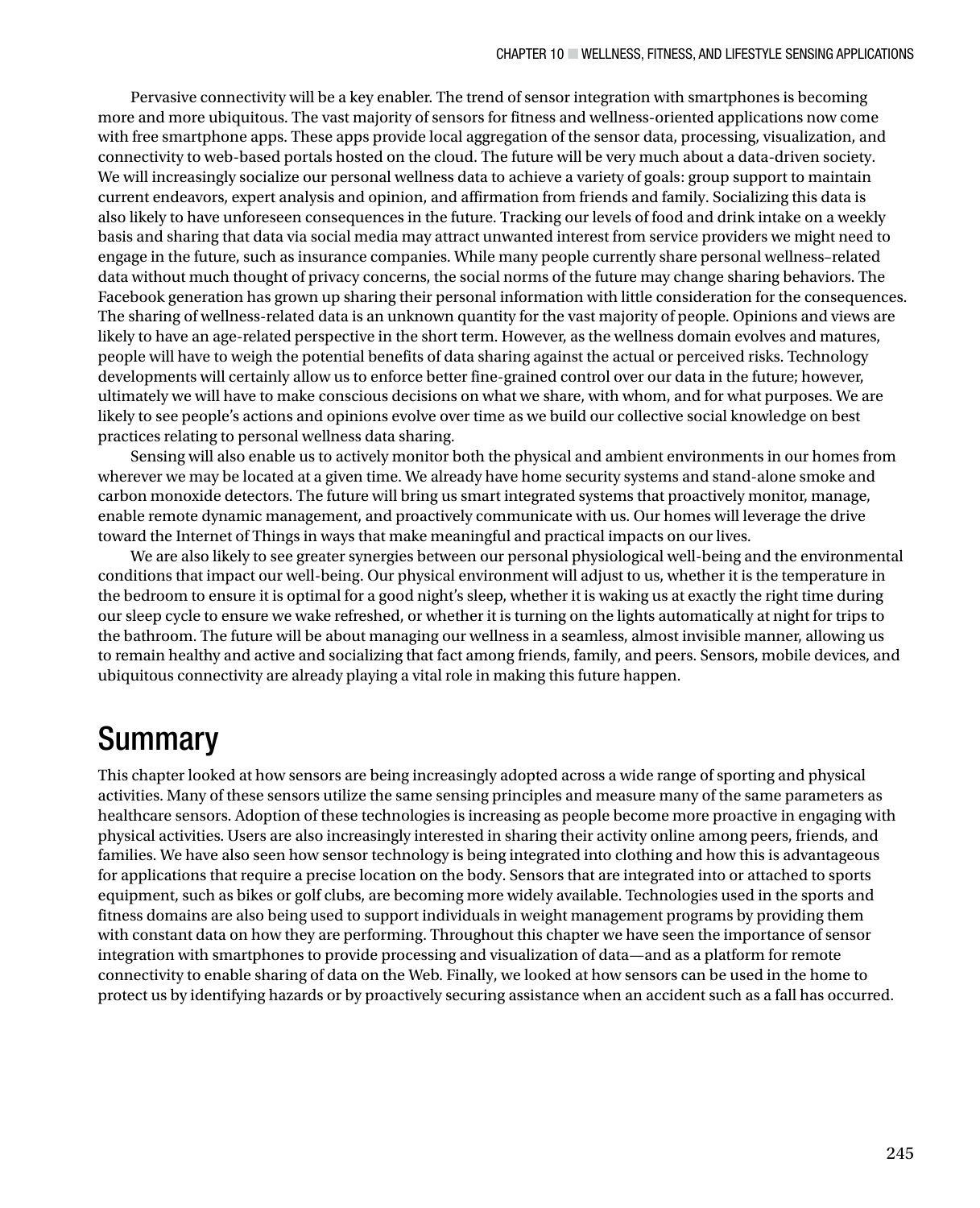Pervasive connectivity will be a key enabler. The trend of sensor integration with smartphones is becoming more and more ubiquitous. The vast majority of sensors for fitness and wellness-oriented applications now come with free smartphone apps. These apps provide local aggregation of the sensor data, processing, visualization, and connectivity to web-based portals hosted on the cloud. The future will be very much about a data-driven society. We will increasingly socialize our personal wellness data to achieve a variety of goals: group support to maintain current endeavors, expert analysis and opinion, and affirmation from friends and family. Socializing this data is also likely to have unforeseen consequences in the future. Tracking our levels of food and drink intake on a weekly basis and sharing that data via social media may attract unwanted interest from service providers we might need to engage in the future, such as insurance companies. While many people currently share personal wellness–related data without much thought of privacy concerns, the social norms of the future may change sharing behaviors. The Facebook generation has grown up sharing their personal information with little consideration for the consequences. The sharing of wellness-related data is an unknown quantity for the vast majority of people. Opinions and views are likely to have an age-related perspective in the short term. However, as the wellness domain evolves and matures, people will have to weigh the potential benefits of data sharing against the actual or perceived risks. Technology developments will certainly allow us to enforce better fine-grained control over our data in the future; however, ultimately we will have to make conscious decisions on what we share, with whom, and for what purposes. We are likely to see people's actions and opinions evolve over time as we build our collective social knowledge on best practices relating to personal wellness data sharing.

Sensing will also enable us to actively monitor both the physical and ambient environments in our homes from wherever we may be located at a given time. We already have home security systems and stand-alone smoke and carbon monoxide detectors. The future will bring us smart integrated systems that proactively monitor, manage, enable remote dynamic management, and proactively communicate with us. Our homes will leverage the drive toward the Internet of Things in ways that make meaningful and practical impacts on our lives.

We are also likely to see greater synergies between our personal physiological well-being and the environmental conditions that impact our well-being. Our physical environment will adjust to us, whether it is the temperature in the bedroom to ensure it is optimal for a good night's sleep, whether it is waking us at exactly the right time during our sleep cycle to ensure we wake refreshed, or whether it is turning on the lights automatically at night for trips to the bathroom. The future will be about managing our wellness in a seamless, almost invisible manner, allowing us to remain healthy and active and socializing that fact among friends, family, and peers. Sensors, mobile devices, and ubiquitous connectivity are already playing a vital role in making this future happen.

# Summary

This chapter looked at how sensors are being increasingly adopted across a wide range of sporting and physical activities. Many of these sensors utilize the same sensing principles and measure many of the same parameters as healthcare sensors. Adoption of these technologies is increasing as people become more proactive in engaging with physical activities. Users are also increasingly interested in sharing their activity online among peers, friends, and families. We have also seen how sensor technology is being integrated into clothing and how this is advantageous for applications that require a precise location on the body. Sensors that are integrated into or attached to sports equipment, such as bikes or golf clubs, are becoming more widely available. Technologies used in the sports and fitness domains are also being used to support individuals in weight management programs by providing them with constant data on how they are performing. Throughout this chapter we have seen the importance of sensor integration with smartphones to provide processing and visualization of data—and as a platform for remote connectivity to enable sharing of data on the Web. Finally, we looked at how sensors can be used in the home to protect us by identifying hazards or by proactively securing assistance when an accident such as a fall has occurred.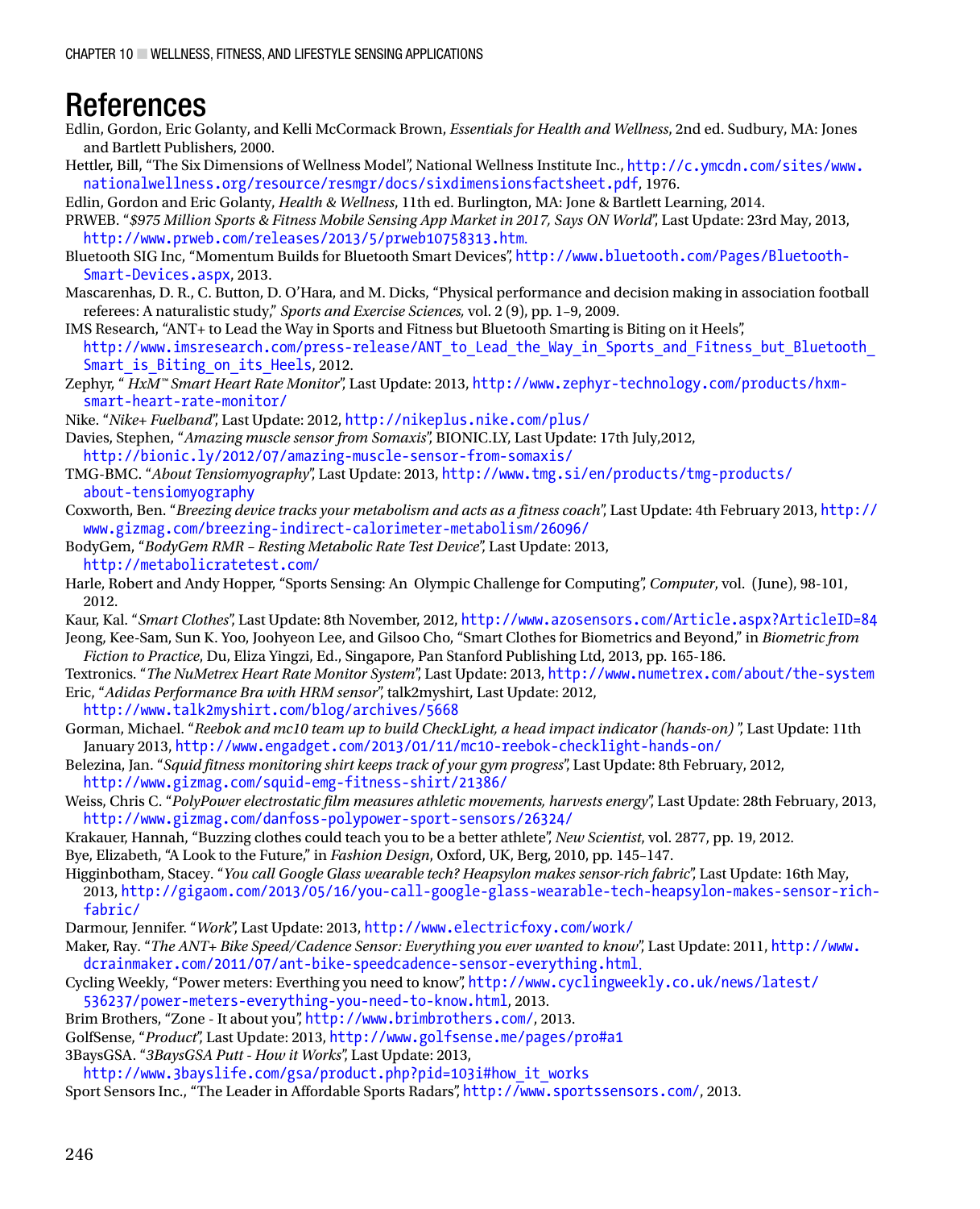# References

Edlin, Gordon, Eric Golanty, and Kelli McCormack Brown, *Essentials for Health and Wellness*, 2nd ed. Sudbury, MA: Jones and Bartlett Publishers, 2000.

Hettler, Bill, "The Six Dimensions of Wellness Model", National Wellness Institute Inc., http://c.ymcdn.com/sites/www.nationalwellness.org/resource/resmgr/docs/sixdimensionsfactsheet.pdf, 1976.

Edlin, Gordon and Eric Golanty, *Health & Wellness*, 11th ed. Burlington, MA: Jone & Bartlett Learning, 2014.

PRWEB. "*$975 Million Sports & Fitness Mobile Sensing App Market in 2017, Says ON World*", Last Update: 23rd May, 2013, http://www.prweb.com/releases/2013/5/prweb10758313.htm.

Bluetooth SIG Inc, "Momentum Builds for Bluetooth Smart Devices", http://www.bluetooth.com/Pages/Bluetooth-Smart-Devices.aspx, 2013.

Mascarenhas, D. R., C. Button, D. O'Hara, and M. Dicks, "Physical performance and decision making in association football referees: A naturalistic study," *Sports and Exercise Sciences,* vol. 2 (9), pp. 1–9, 2009.

IMS Research, "ANT+ to Lead the Way in Sports and Fitness but Bluetooth Smarting is Biting on it Heels", http://www.imsresearch.com/press-release/ANT_to_Lead_the_Way_in_Sports_and_Fitness_but_Bluetooth_Smart_is_Biting_on_its_Heels, 2012.

Zephyr, " *HxM™ Smart Heart Rate Monitor*", Last Update: 2013, http://www.zephyr-technology.com/products/hxm-smart-heart-rate-monitor/

Nike. "*Nike+ Fuelband*", Last Update: 2012, http://nikeplus.nike.com/plus/

Davies, Stephen, "*Amazing muscle sensor from Somaxis*", BIONIC.LY, Last Update: 17th July,2012, http://bionic.ly/2012/07/amazing-muscle-sensor-from-somaxis/

TMG-BMC. "*About Tensiomyography*", Last Update: 2013, http://www.tmg.si/en/products/tmg-products/about-tensiomyography

Coxworth, Ben. "*Breezing device tracks your metabolism and acts as a fitness coach*", Last Update: 4th February 2013, http://www.gizmag.com/breezing-indirect-calorimeter-metabolism/26096/

BodyGem, "*BodyGem RMR – Resting Metabolic Rate Test Device*", Last Update: 2013, http://metabolicratetest.com/

Harle, Robert and Andy Hopper, "Sports Sensing: An Olympic Challenge for Computing", *Computer*, vol. (June), 98-101, 2012.

Kaur, Kal. "*Smart Clothes*", Last Update: 8th November, 2012, http://www.azosensors.com/Article.aspx?ArticleID=84

Jeong, Kee-Sam, Sun K. Yoo, Joohyeon Lee, and Gilsoo Cho, "Smart Clothes for Biometrics and Beyond," in *Biometric from Fiction to Practice*, Du, Eliza Yingzi, Ed., Singapore, Pan Stanford Publishing Ltd, 2013, pp. 165-186.

Textronics. "*The NuMetrex Heart Rate Monitor System*", Last Update: 2013, http://www.numetrex.com/about/the-system

Eric, "*Adidas Performance Bra with HRM sensor*", talk2myshirt, Last Update: 2012, http://www.talk2myshirt.com/blog/archives/5668

Gorman, Michael. "*Reebok and mc10 team up to build CheckLight, a head impact indicator (hands-on)* ", Last Update: 11th January 2013, http://www.engadget.com/2013/01/11/mc10-reebok-checklight-hands-on/

Belezina, Jan. "*Squid fitness monitoring shirt keeps track of your gym progress*", Last Update: 8th February, 2012, http://www.gizmag.com/squid-emg-fitness-shirt/21386/

Weiss, Chris C. "*PolyPower electrostatic film measures athletic movements, harvests energy*", Last Update: 28th February, 2013, http://www.gizmag.com/danfoss-polypower-sport-sensors/26324/

Krakauer, Hannah, "Buzzing clothes could teach you to be a better athlete", *New Scientist*, vol. 2877, pp. 19, 2012.

Bye, Elizabeth, "A Look to the Future," in *Fashion Design*, Oxford, UK, Berg, 2010, pp. 145–147.

Higginbotham, Stacey. "*You call Google Glass wearable tech? Heapsylon makes sensor-rich fabric*", Last Update: 16th May, 2013, http://gigaom.com/2013/05/16/you-call-google-glass-wearable-tech-heapsylon-makes-sensor-rich-fabric/

Darmour, Jennifer. "*Work*", Last Update: 2013, http://www.electricfoxy.com/work/

Maker, Ray. "*The ANT+ Bike Speed/Cadence Sensor: Everything you ever wanted to know*", Last Update: 2011, http://www.dcrainmaker.com/2011/07/ant-bike-speedcadence-sensor-everything.html.

Cycling Weekly, "Power meters: Everthing you need to know", http://www.cyclingweekly.co.uk/news/latest/536237/power-meters-everything-you-need-to-know.html, 2013.

Brim Brothers, "Zone - It about you", http://www.brimbrothers.com/, 2013.

GolfSense, "*Product*", Last Update: 2013, http://www.golfsense.me/pages/pro#a1

3BaysGSA. "*3BaysGSA Putt - How it Works*", Last Update: 2013, http://www.3bayslife.com/gsa/product.php?pid=103i#how_it_works

Sport Sensors Inc., "The Leader in Affordable Sports Radars", http://www.sportssensors.com/, 2013.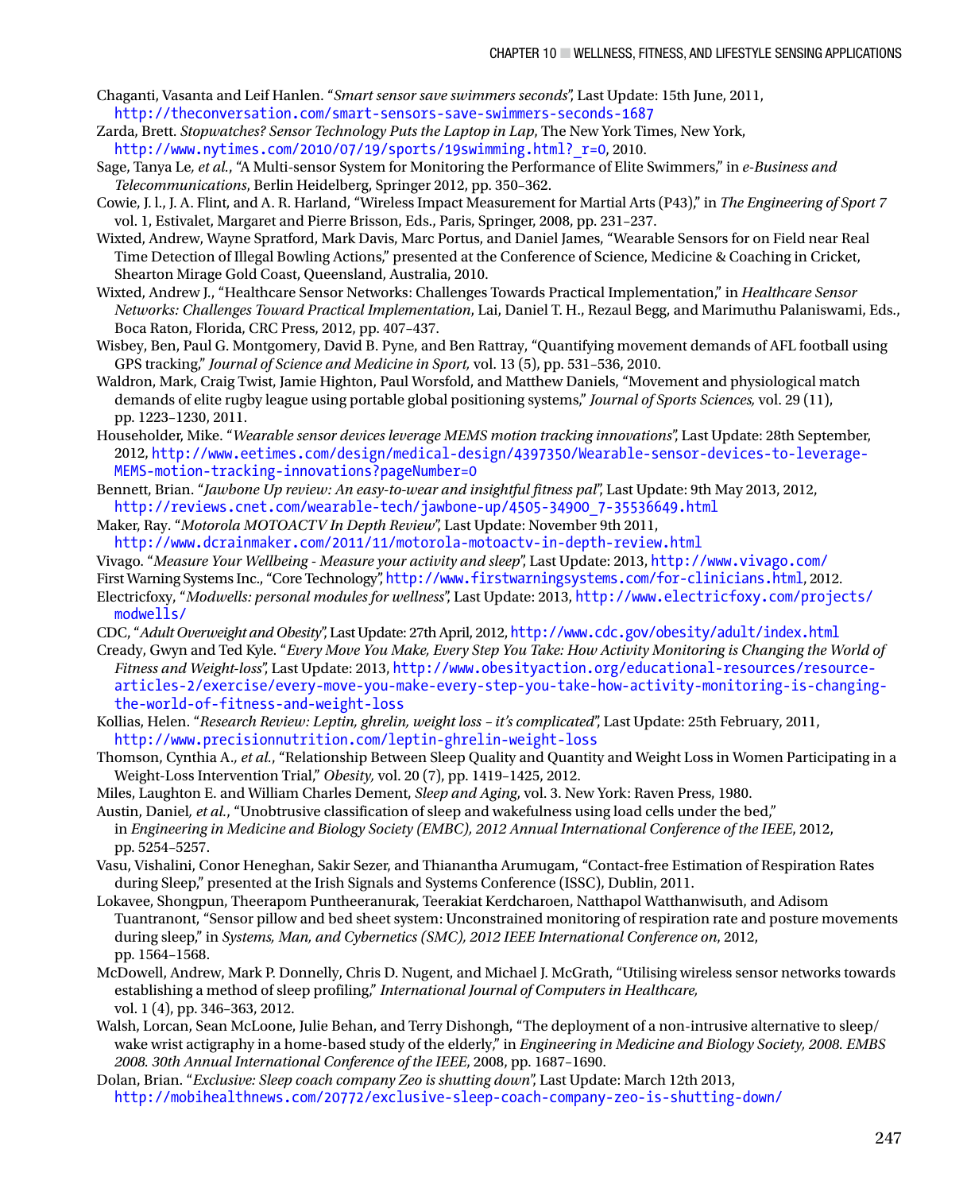Chaganti, Vasanta and Leif Hanlen. "*Smart sensor save swimmers seconds*", Last Update: 15th June, 2011, http://theconversation.com/smart-sensors-save-swimmers-seconds-1687

Zarda, Brett. *Stopwatches? Sensor Technology Puts the Laptop in Lap*, The New York Times, New York, http://www.nytimes.com/2010/07/19/sports/19swimming.html?_r=0, 2010.

Sage, Tanya Le*, et al.*, "A Multi-sensor System for Monitoring the Performance of Elite Swimmers," in *e-Business and Telecommunications*, Berlin Heidelberg, Springer 2012, pp. 350–362.

Cowie, J. l., J. A. Flint, and A. R. Harland, "Wireless Impact Measurement for Martial Arts (P43)," in *The Engineering of Sport 7* vol. 1, Estivalet, Margaret and Pierre Brisson, Eds., Paris, Springer, 2008, pp. 231–237.

Wixted, Andrew, Wayne Spratford, Mark Davis, Marc Portus, and Daniel James, "Wearable Sensors for on Field near Real Time Detection of Illegal Bowling Actions," presented at the Conference of Science, Medicine & Coaching in Cricket, Shearton Mirage Gold Coast, Queensland, Australia, 2010.

Wixted, Andrew J., "Healthcare Sensor Networks: Challenges Towards Practical Implementation," in *Healthcare Sensor Networks: Challenges Toward Practical Implementation*, Lai, Daniel T. H., Rezaul Begg, and Marimuthu Palaniswami, Eds., Boca Raton, Florida, CRC Press, 2012, pp. 407–437.

Wisbey, Ben, Paul G. Montgomery, David B. Pyne, and Ben Rattray, "Quantifying movement demands of AFL football using GPS tracking," *Journal of Science and Medicine in Sport,* vol. 13 (5), pp. 531–536, 2010.

Waldron, Mark, Craig Twist, Jamie Highton, Paul Worsfold, and Matthew Daniels, "Movement and physiological match demands of elite rugby league using portable global positioning systems," *Journal of Sports Sciences,* vol. 29 (11), pp. 1223–1230, 2011.

Householder, Mike. "*Wearable sensor devices leverage MEMS motion tracking innovations*", Last Update: 28th September, 2012, http://www.eetimes.com/design/medical-design/4397350/Wearable-sensor-devices-to-leverage-MEMS-motion-tracking-innovations?pageNumber=0

Bennett, Brian. "*Jawbone Up review: An easy-to-wear and insightful fitness pal*", Last Update: 9th May 2013, 2012, http://reviews.cnet.com/wearable-tech/jawbone-up/4505-34900_7-35536649.html

Maker, Ray. "*Motorola MOTOACTV In Depth Review*", Last Update: November 9th 2011, http://www.dcrainmaker.com/2011/11/motorola-motoactv-in-depth-review.html

Vivago. "*Measure Your Wellbeing - Measure your activity and sleep*", Last Update: 2013, http://www.vivago.com/

First Warning Systems Inc., "Core Technology", http://www.firstwarningsystems.com/for-clinicians.html, 2012.

Electricfoxy, "*Modwells: personal modules for wellness*", Last Update: 2013, http://www.electricfoxy.com/projects/modwells/

CDC, "*Adult Overweight and Obesity*", Last Update: 27th April, 2012, http://www.cdc.gov/obesity/adult/index.html

Cready, Gwyn and Ted Kyle. "*Every Move You Make, Every Step You Take: How Activity Monitoring is Changing the World of Fitness and Weight-loss*", Last Update: 2013, http://www.obesityaction.org/educational-resources/resource-articles-2/exercise/every-move-you-make-every-step-you-take-how-activity-monitoring-is-changing-the-world-of-fitness-and-weight-loss

Kollias, Helen. "*Research Review: Leptin, ghrelin, weight loss – it's complicated*", Last Update: 25th February, 2011, http://www.precisionnutrition.com/leptin-ghrelin-weight-loss

Thomson, Cynthia A.*, et al.*, "Relationship Between Sleep Quality and Quantity and Weight Loss in Women Participating in a Weight-Loss Intervention Trial," *Obesity,* vol. 20 (7), pp. 1419–1425, 2012.

Miles, Laughton E. and William Charles Dement, *Sleep and Aging*, vol. 3. New York: Raven Press, 1980.

Austin, Daniel*, et al.*, "Unobtrusive classification of sleep and wakefulness using load cells under the bed," in *Engineering in Medicine and Biology Society (EMBC), 2012 Annual International Conference of the IEEE*, 2012, pp. 5254–5257.

Vasu, Vishalini, Conor Heneghan, Sakir Sezer, and Thianantha Arumugam, "Contact-free Estimation of Respiration Rates during Sleep," presented at the Irish Signals and Systems Conference (ISSC), Dublin, 2011.

Lokavee, Shongpun, Theerapom Puntheeranurak, Teerakiat Kerdcharoen, Natthapol Watthanwisuth, and Adisom Tuantranont, "Sensor pillow and bed sheet system: Unconstrained monitoring of respiration rate and posture movements during sleep," in *Systems, Man, and Cybernetics (SMC), 2012 IEEE International Conference on*, 2012, pp. 1564–1568.

McDowell, Andrew, Mark P. Donnelly, Chris D. Nugent, and Michael J. McGrath, "Utilising wireless sensor networks towards establishing a method of sleep profiling," *International Journal of Computers in Healthcare,* vol. 1 (4), pp. 346–363, 2012.

Walsh, Lorcan, Sean McLoone, Julie Behan, and Terry Dishongh, "The deployment of a non-intrusive alternative to sleep/wake wrist actigraphy in a home-based study of the elderly," in *Engineering in Medicine and Biology Society, 2008. EMBS 2008. 30th Annual International Conference of the IEEE*, 2008, pp. 1687–1690.

Dolan, Brian. "*Exclusive: Sleep coach company Zeo is shutting down*", Last Update: March 12th 2013, http://mobihealthnews.com/20772/exclusive-sleep-coach-company-zeo-is-shutting-down/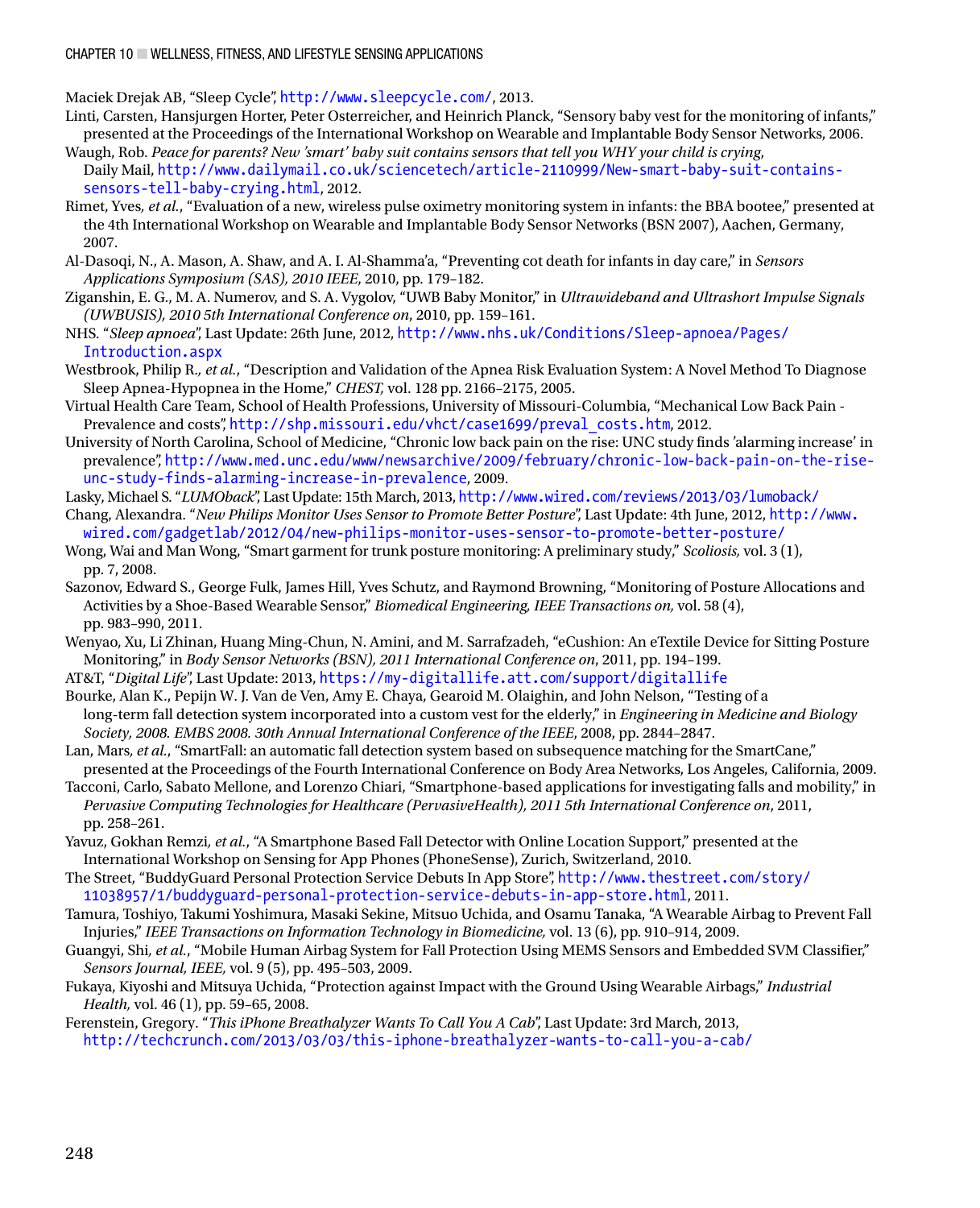Maciek Drejak AB, "Sleep Cycle", http://www.sleepcycle.com/, 2013.

Linti, Carsten, Hansjurgen Horter, Peter Osterreicher, and Heinrich Planck, "Sensory baby vest for the monitoring of infants," presented at the Proceedings of the International Workshop on Wearable and Implantable Body Sensor Networks, 2006.

Waugh, Rob. *Peace for parents? New 'smart' baby suit contains sensors that tell you WHY your child is crying*, Daily Mail, http://www.dailymail.co.uk/sciencetech/article-2110999/New-smart-baby-suit-contains-sensors-tell-baby-crying.html, 2012.

Rimet, Yves*, et al.*, "Evaluation of a new, wireless pulse oximetry monitoring system in infants: the BBA bootee," presented at the 4th International Workshop on Wearable and Implantable Body Sensor Networks (BSN 2007), Aachen, Germany, 2007.

Al-Dasoqi, N., A. Mason, A. Shaw, and A. I. Al-Shamma'a, "Preventing cot death for infants in day care," in *Sensors Applications Symposium (SAS), 2010 IEEE*, 2010, pp. 179–182.

Ziganshin, E. G., M. A. Numerov, and S. A. Vygolov, "UWB Baby Monitor," in *Ultrawideband and Ultrashort Impulse Signals (UWBUSIS), 2010 5th International Conference on*, 2010, pp. 159–161.

NHS. "*Sleep apnoea*", Last Update: 26th June, 2012, http://www.nhs.uk/Conditions/Sleep-apnoea/Pages/Introduction.aspx

Westbrook, Philip R.*, et al.*, "Description and Validation of the Apnea Risk Evaluation System: A Novel Method To Diagnose Sleep Apnea-Hypopnea in the Home," *CHEST,* vol. 128 pp. 2166–2175, 2005.

Virtual Health Care Team, School of Health Professions, University of Missouri-Columbia, "Mechanical Low Back Pain - Prevalence and costs", http://shp.missouri.edu/vhct/case1699/preval_costs.htm, 2012.

University of North Carolina, School of Medicine, "Chronic low back pain on the rise: UNC study finds 'alarming increase' in prevalence", http://www.med.unc.edu/www/newsarchive/2009/february/chronic-low-back-pain-on-the-rise-unc-study-finds-alarming-increase-in-prevalence, 2009.

Lasky, Michael S. "*LUMOback*", Last Update: 15th March, 2013, http://www.wired.com/reviews/2013/03/lumoback/

Chang, Alexandra. "*New Philips Monitor Uses Sensor to Promote Better Posture*", Last Update: 4th June, 2012, http://www.wired.com/gadgetlab/2012/04/new-philips-monitor-uses-sensor-to-promote-better-posture/

Wong, Wai and Man Wong, "Smart garment for trunk posture monitoring: A preliminary study," *Scoliosis,* vol. 3 (1), pp. 7, 2008.

Sazonov, Edward S., George Fulk, James Hill, Yves Schutz, and Raymond Browning, "Monitoring of Posture Allocations and Activities by a Shoe-Based Wearable Sensor," *Biomedical Engineering, IEEE Transactions on,* vol. 58 (4), pp. 983–990, 2011.

Wenyao, Xu, Li Zhinan, Huang Ming-Chun, N. Amini, and M. Sarrafzadeh, "eCushion: An eTextile Device for Sitting Posture Monitoring," in *Body Sensor Networks (BSN), 2011 International Conference on*, 2011, pp. 194–199.

AT&T, "*Digital Life*", Last Update: 2013, https://my-digitallife.att.com/support/digitallife

Bourke, Alan K., Pepijn W. J. Van de Ven, Amy E. Chaya, Gearoid M. Olaighin, and John Nelson, "Testing of a long-term fall detection system incorporated into a custom vest for the elderly," in *Engineering in Medicine and Biology Society, 2008. EMBS 2008. 30th Annual International Conference of the IEEE*, 2008, pp. 2844–2847.

Lan, Mars*, et al.*, "SmartFall: an automatic fall detection system based on subsequence matching for the SmartCane," presented at the Proceedings of the Fourth International Conference on Body Area Networks, Los Angeles, California, 2009.

Tacconi, Carlo, Sabato Mellone, and Lorenzo Chiari, "Smartphone-based applications for investigating falls and mobility," in *Pervasive Computing Technologies for Healthcare (PervasiveHealth), 2011 5th International Conference on*, 2011, pp. 258–261.

Yavuz, Gokhan Remzi*, et al.*, "A Smartphone Based Fall Detector with Online Location Support," presented at the International Workshop on Sensing for App Phones (PhoneSense), Zurich, Switzerland, 2010.

The Street, "BuddyGuard Personal Protection Service Debuts In App Store", http://www.thestreet.com/story/11038957/1/buddyguard-personal-protection-service-debuts-in-app-store.html, 2011.

Tamura, Toshiyo, Takumi Yoshimura, Masaki Sekine, Mitsuo Uchida, and Osamu Tanaka, "A Wearable Airbag to Prevent Fall Injuries," *IEEE Transactions on Information Technology in Biomedicine,* vol. 13 (6), pp. 910–914, 2009.

Guangyi, Shi*, et al.*, "Mobile Human Airbag System for Fall Protection Using MEMS Sensors and Embedded SVM Classifier," *Sensors Journal, IEEE,* vol. 9 (5), pp. 495–503, 2009.

Fukaya, Kiyoshi and Mitsuya Uchida, "Protection against Impact with the Ground Using Wearable Airbags," *Industrial Health,* vol. 46 (1), pp. 59–65, 2008.

Ferenstein, Gregory. "*This iPhone Breathalyzer Wants To Call You A Cab*", Last Update: 3rd March, 2013, http://techcrunch.com/2013/03/03/this-iphone-breathalyzer-wants-to-call-you-a-cab/